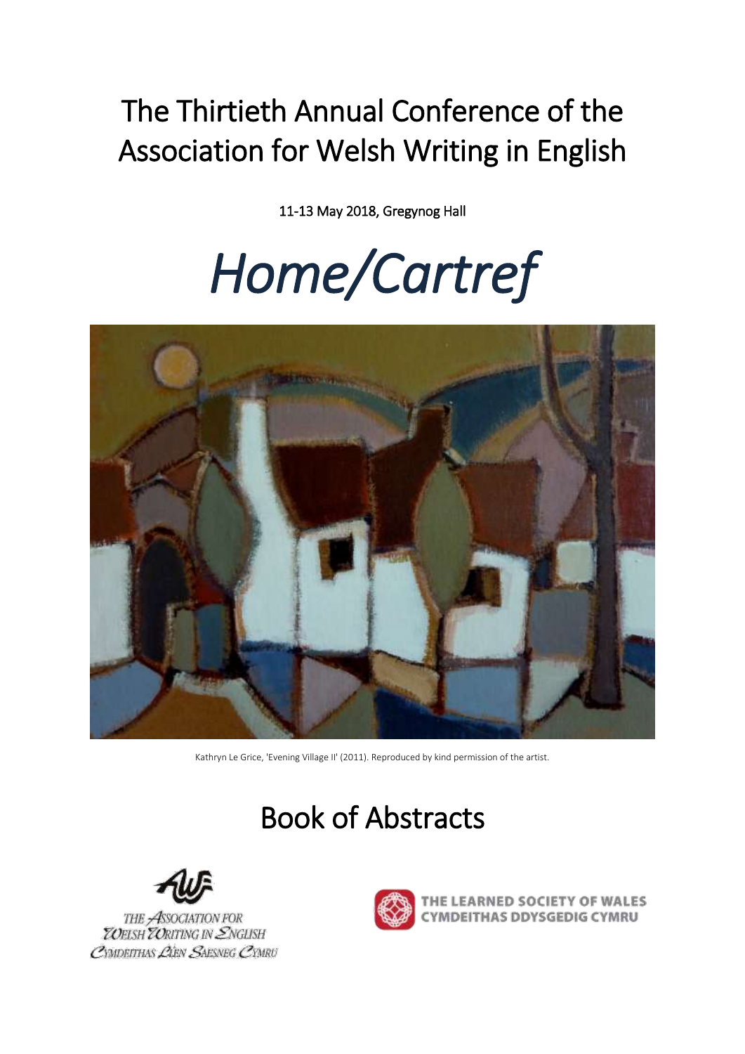# The Thirtieth Annual Conference of the Association for Welsh Writing in English

11-13 May 2018, Gregynog Hall

# *Home/Cartref*

Kathryn Le Grice, 'Evening Village II' (2011). Reproduced by kind permission of the artist.

## Book of Abstracts

THE ASSOCIATION FOR WELSH WRITING IN ENGLISH
CYMDEITHAS LÊN SAESNEG CYMRU

THE LEARNED SOCIETY OF WALES
CYMDEITHAS DDYSGEDIG CYMRU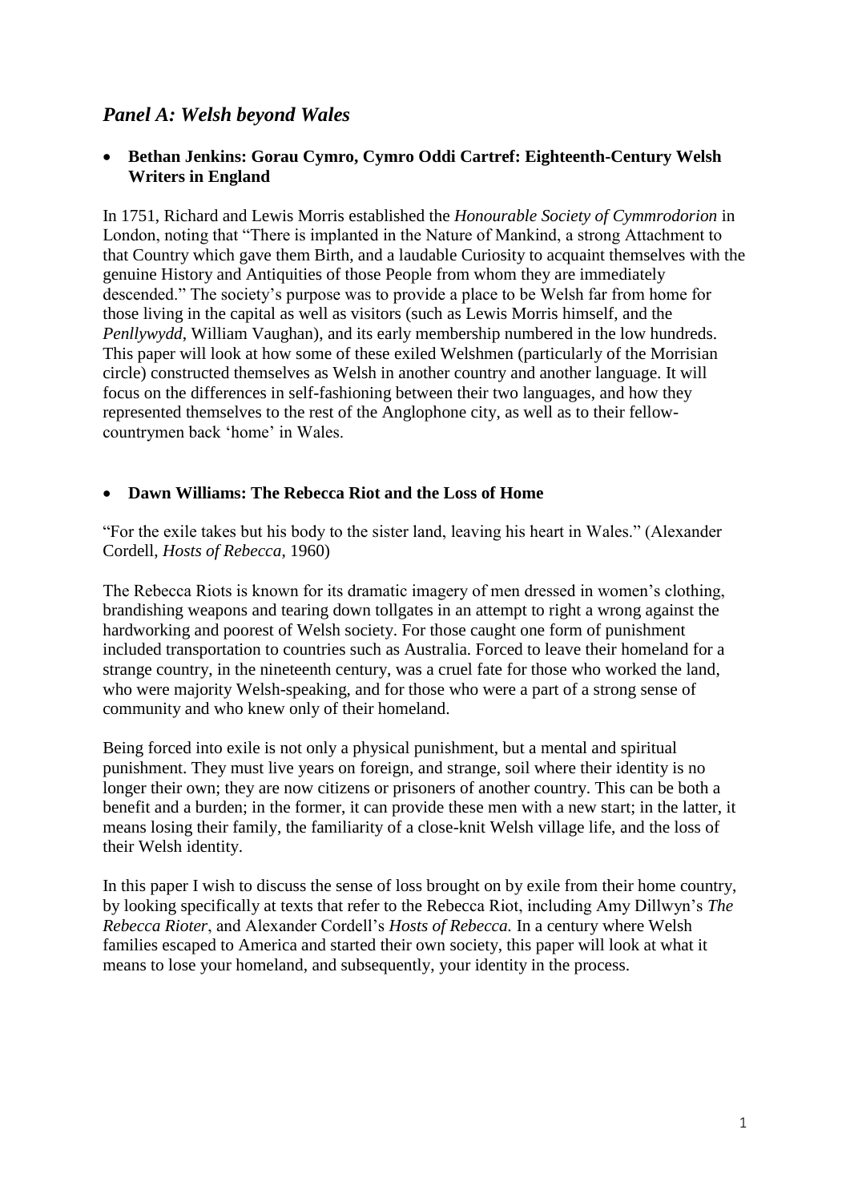## *Panel A: Welsh beyond Wales*

- **Bethan Jenkins: Gorau Cymro, Cymro Oddi Cartref: Eighteenth-Century Welsh Writers in England**

In 1751, Richard and Lewis Morris established the *Honourable Society of Cymmrodorion* in London, noting that "There is implanted in the Nature of Mankind, a strong Attachment to that Country which gave them Birth, and a laudable Curiosity to acquaint themselves with the genuine History and Antiquities of those People from whom they are immediately descended." The society's purpose was to provide a place to be Welsh far from home for those living in the capital as well as visitors (such as Lewis Morris himself, and the *Penllywydd*, William Vaughan), and its early membership numbered in the low hundreds. This paper will look at how some of these exiled Welshmen (particularly of the Morrisian circle) constructed themselves as Welsh in another country and another language. It will focus on the differences in self-fashioning between their two languages, and how they represented themselves to the rest of the Anglophone city, as well as to their fellow-countrymen back 'home' in Wales.

- **Dawn Williams: The Rebecca Riot and the Loss of Home**

"For the exile takes but his body to the sister land, leaving his heart in Wales." (Alexander Cordell, *Hosts of Rebecca*, 1960)

The Rebecca Riots is known for its dramatic imagery of men dressed in women's clothing, brandishing weapons and tearing down tollgates in an attempt to right a wrong against the hardworking and poorest of Welsh society. For those caught one form of punishment included transportation to countries such as Australia. Forced to leave their homeland for a strange country, in the nineteenth century, was a cruel fate for those who worked the land, who were majority Welsh-speaking, and for those who were a part of a strong sense of community and who knew only of their homeland.

Being forced into exile is not only a physical punishment, but a mental and spiritual punishment. They must live years on foreign, and strange, soil where their identity is no longer their own; they are now citizens or prisoners of another country. This can be both a benefit and a burden; in the former, it can provide these men with a new start; in the latter, it means losing their family, the familiarity of a close-knit Welsh village life, and the loss of their Welsh identity.

In this paper I wish to discuss the sense of loss brought on by exile from their home country, by looking specifically at texts that refer to the Rebecca Riot, including Amy Dillwyn's *The Rebecca Rioter*, and Alexander Cordell's *Hosts of Rebecca.* In a century where Welsh families escaped to America and started their own society, this paper will look at what it means to lose your homeland, and subsequently, your identity in the process.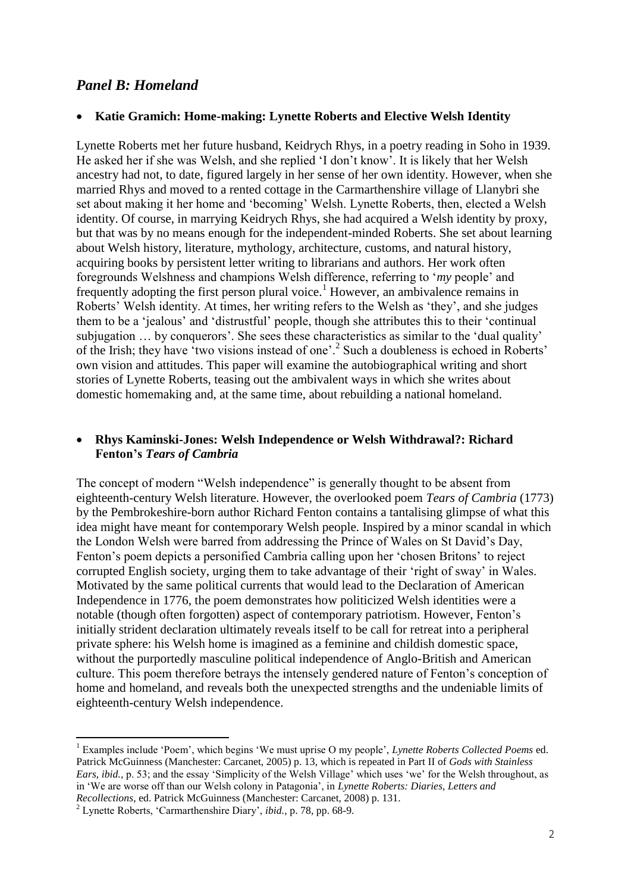## *Panel B: Homeland*

- **Katie Gramich: Home-making: Lynette Roberts and Elective Welsh Identity**

Lynette Roberts met her future husband, Keidrych Rhys, in a poetry reading in Soho in 1939. He asked her if she was Welsh, and she replied 'I don't know'. It is likely that her Welsh ancestry had not, to date, figured largely in her sense of her own identity. However, when she married Rhys and moved to a rented cottage in the Carmarthenshire village of Llanybri she set about making it her home and 'becoming' Welsh. Lynette Roberts, then, elected a Welsh identity. Of course, in marrying Keidrych Rhys, she had acquired a Welsh identity by proxy, but that was by no means enough for the independent-minded Roberts. She set about learning about Welsh history, literature, mythology, architecture, customs, and natural history, acquiring books by persistent letter writing to librarians and authors. Her work often foregrounds Welshness and champions Welsh difference, referring to '*my* people' and frequently adopting the first person plural voice.[1] However, an ambivalence remains in Roberts' Welsh identity. At times, her writing refers to the Welsh as 'they', and she judges them to be a 'jealous' and 'distrustful' people, though she attributes this to their 'continual subjugation … by conquerors'. She sees these characteristics as similar to the 'dual quality' of the Irish; they have 'two visions instead of one'.[2] Such a doubleness is echoed in Roberts' own vision and attitudes. This paper will examine the autobiographical writing and short stories of Lynette Roberts, teasing out the ambivalent ways in which she writes about domestic homemaking and, at the same time, about rebuilding a national homeland.

- **Rhys Kaminski-Jones: Welsh Independence or Welsh Withdrawal?: Richard Fenton's *Tears of Cambria***

The concept of modern "Welsh independence" is generally thought to be absent from eighteenth-century Welsh literature. However, the overlooked poem *Tears of Cambria* (1773) by the Pembrokeshire-born author Richard Fenton contains a tantalising glimpse of what this idea might have meant for contemporary Welsh people. Inspired by a minor scandal in which the London Welsh were barred from addressing the Prince of Wales on St David's Day, Fenton's poem depicts a personified Cambria calling upon her 'chosen Britons' to reject corrupted English society, urging them to take advantage of their 'right of sway' in Wales. Motivated by the same political currents that would lead to the Declaration of American Independence in 1776, the poem demonstrates how politicized Welsh identities were a notable (though often forgotten) aspect of contemporary patriotism. However, Fenton's initially strident declaration ultimately reveals itself to be call for retreat into a peripheral private sphere: his Welsh home is imagined as a feminine and childish domestic space, without the purportedly masculine political independence of Anglo-British and American culture. This poem therefore betrays the intensely gendered nature of Fenton's conception of home and homeland, and reveals both the unexpected strengths and the undeniable limits of eighteenth-century Welsh independence.

---

[1] Examples include 'Poem', which begins 'We must uprise O my people', *Lynette Roberts Collected Poems* ed. Patrick McGuinness (Manchester: Carcanet, 2005) p. 13, which is repeated in Part II of *Gods with Stainless Ears*, *ibid.*, p. 53; and the essay 'Simplicity of the Welsh Village' which uses 'we' for the Welsh throughout, as in 'We are worse off than our Welsh colony in Patagonia', in *Lynette Roberts: Diaries, Letters and Recollections*, ed. Patrick McGuinness (Manchester: Carcanet, 2008) p. 131.

[2] Lynette Roberts, 'Carmarthenshire Diary', *ibid.*, p. 78, pp. 68-9.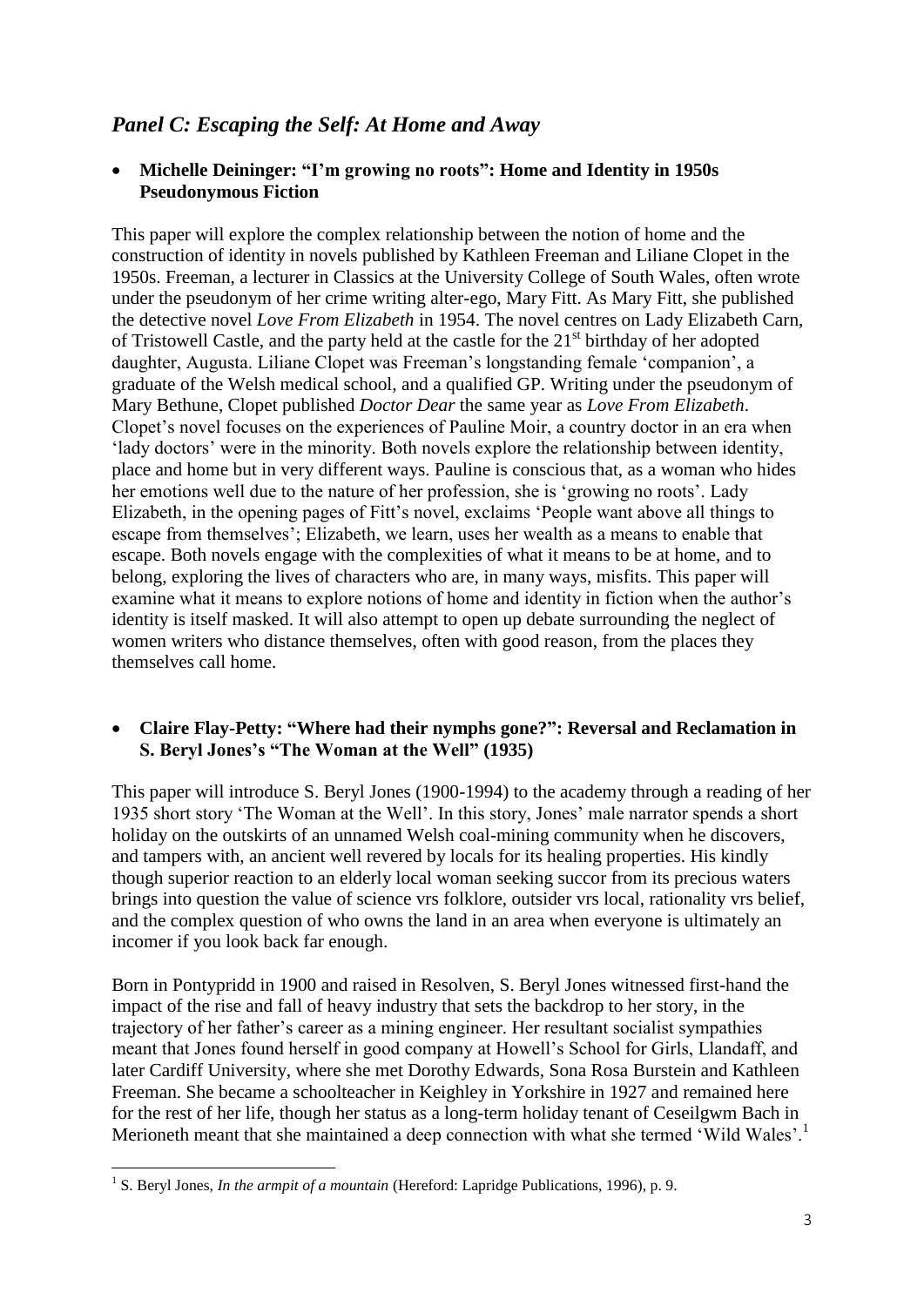## *Panel C: Escaping the Self: At Home and Away*

- **Michelle Deininger: "I'm growing no roots": Home and Identity in 1950s Pseudonymous Fiction**

This paper will explore the complex relationship between the notion of home and the construction of identity in novels published by Kathleen Freeman and Liliane Clopet in the 1950s. Freeman, a lecturer in Classics at the University College of South Wales, often wrote under the pseudonym of her crime writing alter-ego, Mary Fitt. As Mary Fitt, she published the detective novel *Love From Elizabeth* in 1954. The novel centres on Lady Elizabeth Carn, of Tristowell Castle, and the party held at the castle for the 21st birthday of her adopted daughter, Augusta. Liliane Clopet was Freeman's longstanding female 'companion', a graduate of the Welsh medical school, and a qualified GP. Writing under the pseudonym of Mary Bethune, Clopet published *Doctor Dear* the same year as *Love From Elizabeth*. Clopet's novel focuses on the experiences of Pauline Moir, a country doctor in an era when 'lady doctors' were in the minority. Both novels explore the relationship between identity, place and home but in very different ways. Pauline is conscious that, as a woman who hides her emotions well due to the nature of her profession, she is 'growing no roots'. Lady Elizabeth, in the opening pages of Fitt's novel, exclaims 'People want above all things to escape from themselves'; Elizabeth, we learn, uses her wealth as a means to enable that escape. Both novels engage with the complexities of what it means to be at home, and to belong, exploring the lives of characters who are, in many ways, misfits. This paper will examine what it means to explore notions of home and identity in fiction when the author's identity is itself masked. It will also attempt to open up debate surrounding the neglect of women writers who distance themselves, often with good reason, from the places they themselves call home.

- **Claire Flay-Petty: "Where had their nymphs gone?": Reversal and Reclamation in S. Beryl Jones's "The Woman at the Well" (1935)**

This paper will introduce S. Beryl Jones (1900-1994) to the academy through a reading of her 1935 short story 'The Woman at the Well'. In this story, Jones' male narrator spends a short holiday on the outskirts of an unnamed Welsh coal-mining community when he discovers, and tampers with, an ancient well revered by locals for its healing properties. His kindly though superior reaction to an elderly local woman seeking succor from its precious waters brings into question the value of science vrs folklore, outsider vrs local, rationality vrs belief, and the complex question of who owns the land in an area when everyone is ultimately an incomer if you look back far enough.

Born in Pontypridd in 1900 and raised in Resolven, S. Beryl Jones witnessed first-hand the impact of the rise and fall of heavy industry that sets the backdrop to her story, in the trajectory of her father's career as a mining engineer. Her resultant socialist sympathies meant that Jones found herself in good company at Howell's School for Girls, Llandaff, and later Cardiff University, where she met Dorothy Edwards, Sona Rosa Burstein and Kathleen Freeman. She became a schoolteacher in Keighley in Yorkshire in 1927 and remained here for the rest of her life, though her status as a long-term holiday tenant of Ceseilgwm Bach in Merioneth meant that she maintained a deep connection with what she termed 'Wild Wales'.[1]

[1] S. Beryl Jones, *In the armpit of a mountain* (Hereford: Lapridge Publications, 1996), p. 9.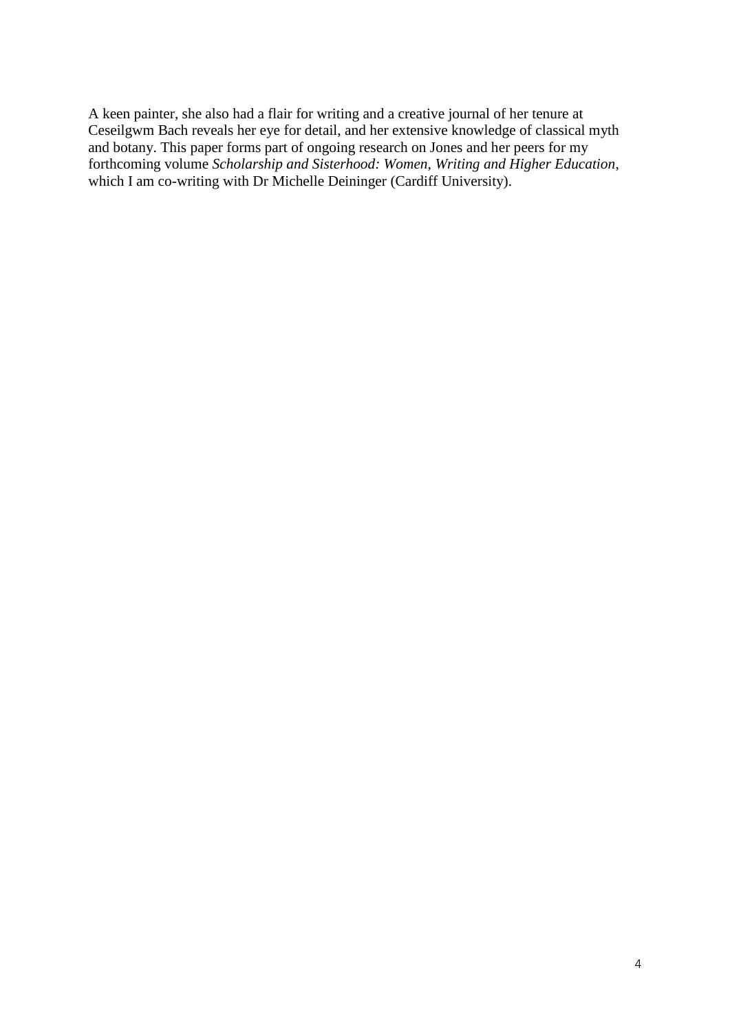A keen painter, she also had a flair for writing and a creative journal of her tenure at Ceseilgwm Bach reveals her eye for detail, and her extensive knowledge of classical myth and botany. This paper forms part of ongoing research on Jones and her peers for my forthcoming volume *Scholarship and Sisterhood: Women, Writing and Higher Education*, which I am co-writing with Dr Michelle Deininger (Cardiff University).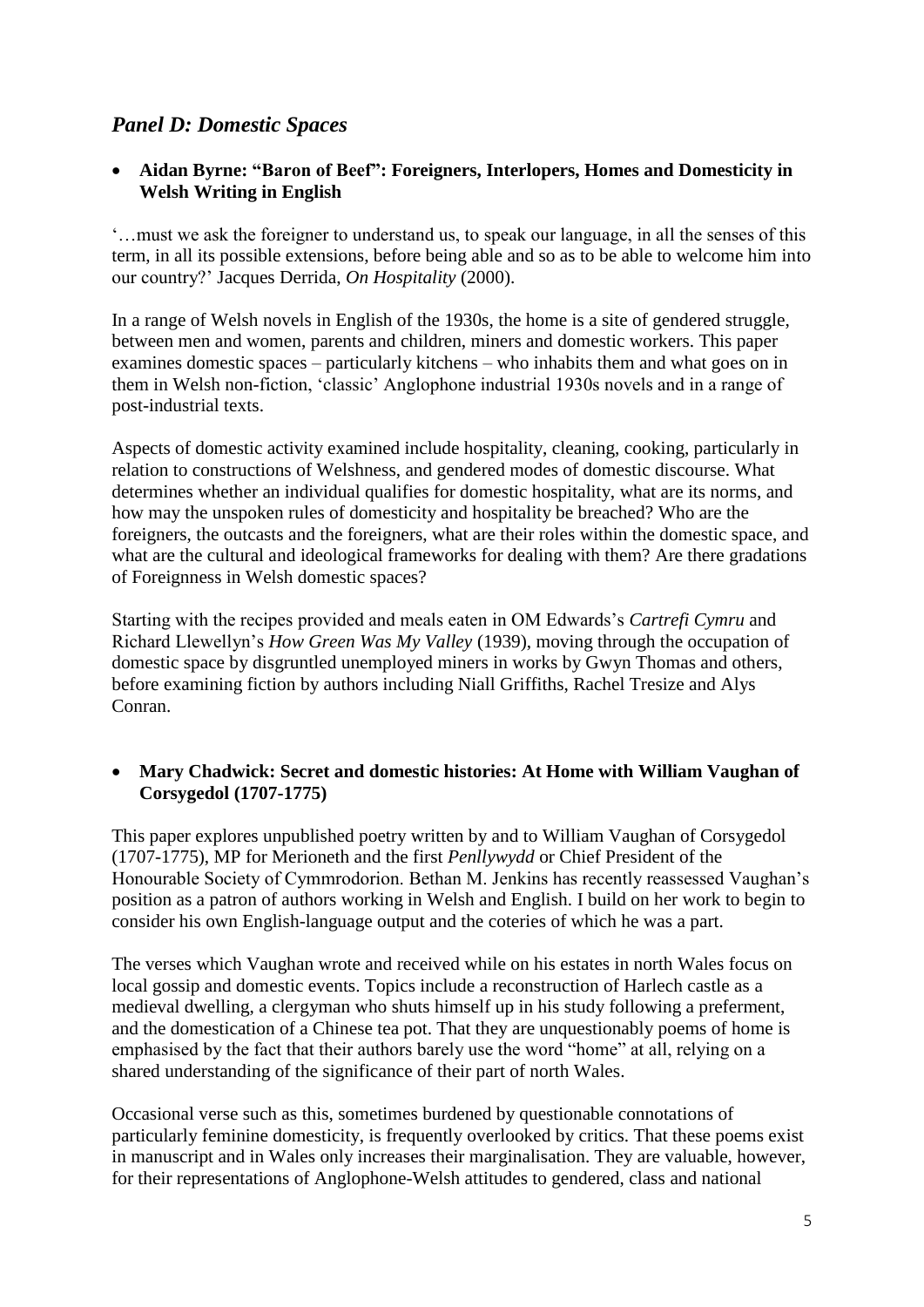## *Panel D: Domestic Spaces*

- **Aidan Byrne: "Baron of Beef": Foreigners, Interlopers, Homes and Domesticity in Welsh Writing in English**

'…must we ask the foreigner to understand us, to speak our language, in all the senses of this term, in all its possible extensions, before being able and so as to be able to welcome him into our country?' Jacques Derrida, *On Hospitality* (2000).

In a range of Welsh novels in English of the 1930s, the home is a site of gendered struggle, between men and women, parents and children, miners and domestic workers. This paper examines domestic spaces – particularly kitchens – who inhabits them and what goes on in them in Welsh non-fiction, 'classic' Anglophone industrial 1930s novels and in a range of post-industrial texts.

Aspects of domestic activity examined include hospitality, cleaning, cooking, particularly in relation to constructions of Welshness, and gendered modes of domestic discourse. What determines whether an individual qualifies for domestic hospitality, what are its norms, and how may the unspoken rules of domesticity and hospitality be breached? Who are the foreigners, the outcasts and the foreigners, what are their roles within the domestic space, and what are the cultural and ideological frameworks for dealing with them? Are there gradations of Foreignness in Welsh domestic spaces?

Starting with the recipes provided and meals eaten in OM Edwards's *Cartrefi Cymru* and Richard Llewellyn's *How Green Was My Valley* (1939), moving through the occupation of domestic space by disgruntled unemployed miners in works by Gwyn Thomas and others, before examining fiction by authors including Niall Griffiths, Rachel Tresize and Alys Conran.

- **Mary Chadwick: Secret and domestic histories: At Home with William Vaughan of Corsygedol (1707-1775)**

This paper explores unpublished poetry written by and to William Vaughan of Corsygedol (1707-1775), MP for Merioneth and the first *Penllywydd* or Chief President of the Honourable Society of Cymmrodorion. Bethan M. Jenkins has recently reassessed Vaughan's position as a patron of authors working in Welsh and English. I build on her work to begin to consider his own English-language output and the coteries of which he was a part.

The verses which Vaughan wrote and received while on his estates in north Wales focus on local gossip and domestic events. Topics include a reconstruction of Harlech castle as a medieval dwelling, a clergyman who shuts himself up in his study following a preferment, and the domestication of a Chinese tea pot. That they are unquestionably poems of home is emphasised by the fact that their authors barely use the word "home" at all, relying on a shared understanding of the significance of their part of north Wales.

Occasional verse such as this, sometimes burdened by questionable connotations of particularly feminine domesticity, is frequently overlooked by critics. That these poems exist in manuscript and in Wales only increases their marginalisation. They are valuable, however, for their representations of Anglophone-Welsh attitudes to gendered, class and national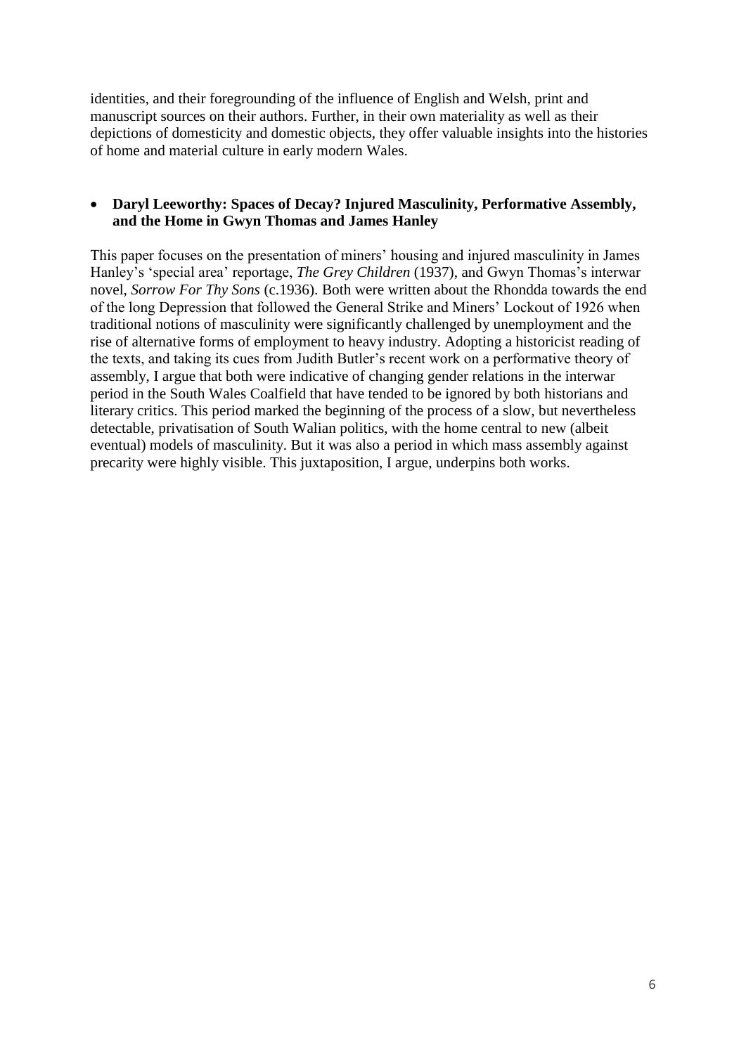identities, and their foregrounding of the influence of English and Welsh, print and manuscript sources on their authors. Further, in their own materiality as well as their depictions of domesticity and domestic objects, they offer valuable insights into the histories of home and material culture in early modern Wales.

- **Daryl Leeworthy: Spaces of Decay? Injured Masculinity, Performative Assembly, and the Home in Gwyn Thomas and James Hanley**

This paper focuses on the presentation of miners' housing and injured masculinity in James Hanley's 'special area' reportage, *The Grey Children* (1937), and Gwyn Thomas's interwar novel, *Sorrow For Thy Sons* (c.1936). Both were written about the Rhondda towards the end of the long Depression that followed the General Strike and Miners' Lockout of 1926 when traditional notions of masculinity were significantly challenged by unemployment and the rise of alternative forms of employment to heavy industry. Adopting a historicist reading of the texts, and taking its cues from Judith Butler's recent work on a performative theory of assembly, I argue that both were indicative of changing gender relations in the interwar period in the South Wales Coalfield that have tended to be ignored by both historians and literary critics. This period marked the beginning of the process of a slow, but nevertheless detectable, privatisation of South Walian politics, with the home central to new (albeit eventual) models of masculinity. But it was also a period in which mass assembly against precarity were highly visible. This juxtaposition, I argue, underpins both works.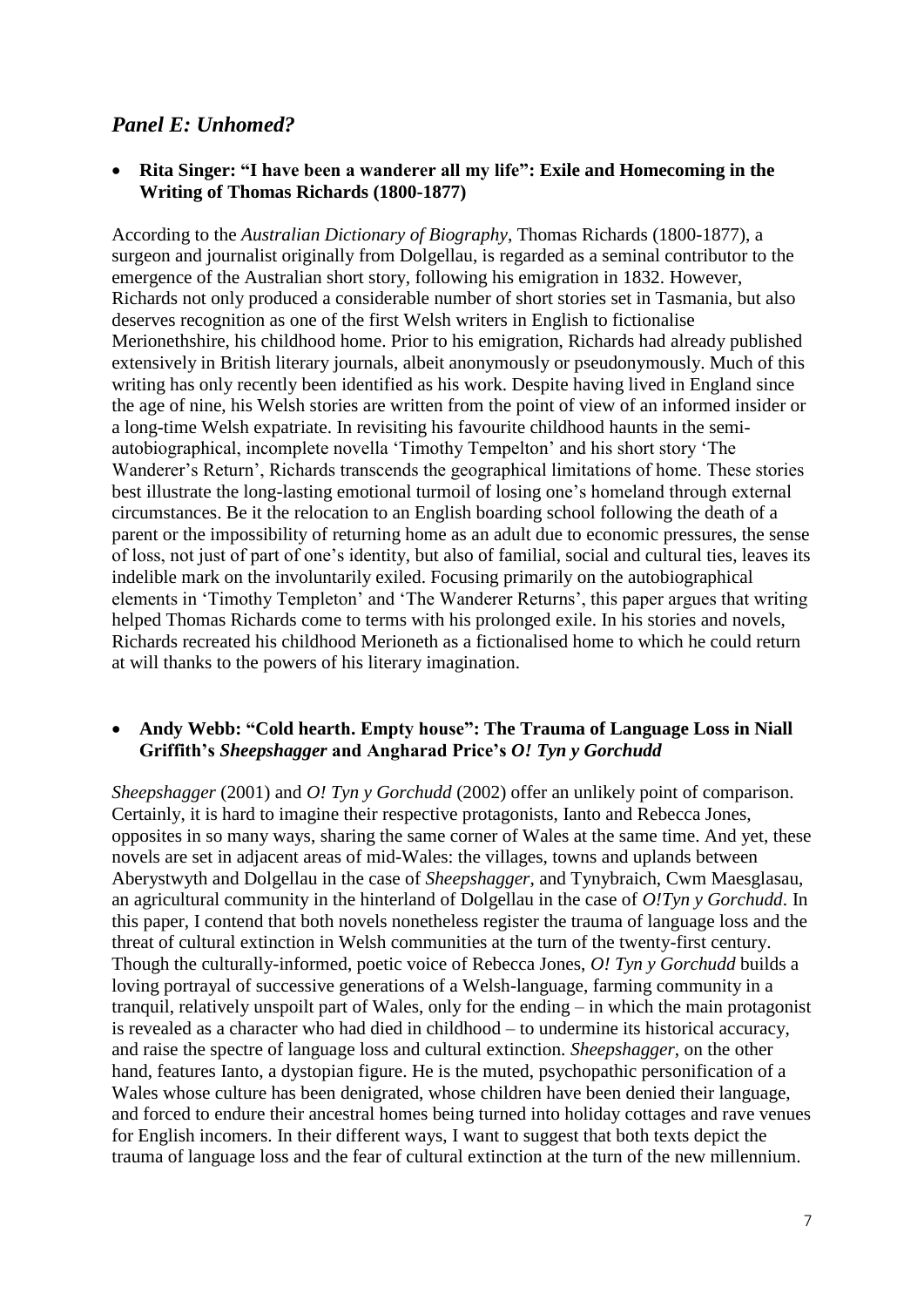## *Panel E: Unhomed?*

- **Rita Singer: "I have been a wanderer all my life": Exile and Homecoming in the Writing of Thomas Richards (1800-1877)**

According to the *Australian Dictionary of Biography*, Thomas Richards (1800-1877), a surgeon and journalist originally from Dolgellau, is regarded as a seminal contributor to the emergence of the Australian short story, following his emigration in 1832. However, Richards not only produced a considerable number of short stories set in Tasmania, but also deserves recognition as one of the first Welsh writers in English to fictionalise Merionethshire, his childhood home. Prior to his emigration, Richards had already published extensively in British literary journals, albeit anonymously or pseudonymously. Much of this writing has only recently been identified as his work. Despite having lived in England since the age of nine, his Welsh stories are written from the point of view of an informed insider or a long-time Welsh expatriate. In revisiting his favourite childhood haunts in the semi-autobiographical, incomplete novella 'Timothy Tempelton' and his short story 'The Wanderer's Return', Richards transcends the geographical limitations of home. These stories best illustrate the long-lasting emotional turmoil of losing one's homeland through external circumstances. Be it the relocation to an English boarding school following the death of a parent or the impossibility of returning home as an adult due to economic pressures, the sense of loss, not just of part of one's identity, but also of familial, social and cultural ties, leaves its indelible mark on the involuntarily exiled. Focusing primarily on the autobiographical elements in 'Timothy Templeton' and 'The Wanderer Returns', this paper argues that writing helped Thomas Richards come to terms with his prolonged exile. In his stories and novels, Richards recreated his childhood Merioneth as a fictionalised home to which he could return at will thanks to the powers of his literary imagination.

- **Andy Webb: "Cold hearth. Empty house": The Trauma of Language Loss in Niall Griffith's *Sheepshagger* and Angharad Price's *O! Tyn y Gorchudd***

*Sheepshagger* (2001) and *O! Tyn y Gorchudd* (2002) offer an unlikely point of comparison. Certainly, it is hard to imagine their respective protagonists, Ianto and Rebecca Jones, opposites in so many ways, sharing the same corner of Wales at the same time. And yet, these novels are set in adjacent areas of mid-Wales: the villages, towns and uplands between Aberystwyth and Dolgellau in the case of *Sheepshagger*, and Tynybraich, Cwm Maesglasau, an agricultural community in the hinterland of Dolgellau in the case of *O!Tyn y Gorchudd*. In this paper, I contend that both novels nonetheless register the trauma of language loss and the threat of cultural extinction in Welsh communities at the turn of the twenty-first century. Though the culturally-informed, poetic voice of Rebecca Jones, *O! Tyn y Gorchudd* builds a loving portrayal of successive generations of a Welsh-language, farming community in a tranquil, relatively unspoilt part of Wales, only for the ending – in which the main protagonist is revealed as a character who had died in childhood – to undermine its historical accuracy, and raise the spectre of language loss and cultural extinction. *Sheepshagger*, on the other hand, features Ianto, a dystopian figure. He is the muted, psychopathic personification of a Wales whose culture has been denigrated, whose children have been denied their language, and forced to endure their ancestral homes being turned into holiday cottages and rave venues for English incomers. In their different ways, I want to suggest that both texts depict the trauma of language loss and the fear of cultural extinction at the turn of the new millennium.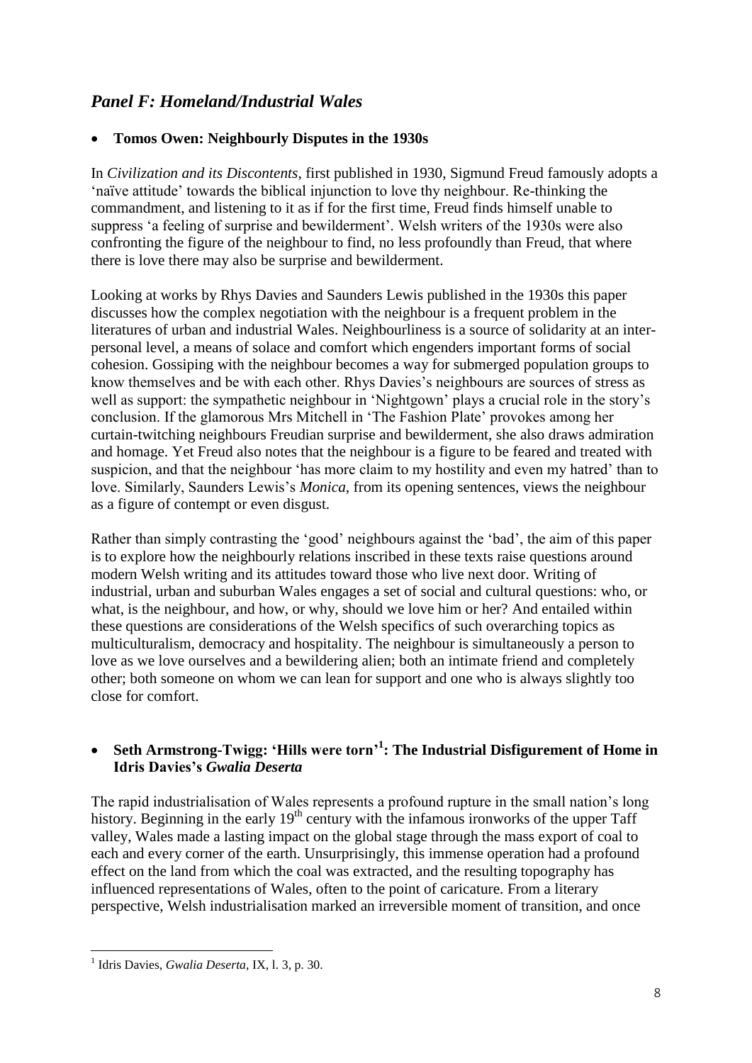## *Panel F: Homeland/Industrial Wales*

- **Tomos Owen: Neighbourly Disputes in the 1930s**

In *Civilization and its Discontents*, first published in 1930, Sigmund Freud famously adopts a 'naïve attitude' towards the biblical injunction to love thy neighbour. Re-thinking the commandment, and listening to it as if for the first time, Freud finds himself unable to suppress 'a feeling of surprise and bewilderment'. Welsh writers of the 1930s were also confronting the figure of the neighbour to find, no less profoundly than Freud, that where there is love there may also be surprise and bewilderment.

Looking at works by Rhys Davies and Saunders Lewis published in the 1930s this paper discusses how the complex negotiation with the neighbour is a frequent problem in the literatures of urban and industrial Wales. Neighbourliness is a source of solidarity at an inter-personal level, a means of solace and comfort which engenders important forms of social cohesion. Gossiping with the neighbour becomes a way for submerged population groups to know themselves and be with each other. Rhys Davies's neighbours are sources of stress as well as support: the sympathetic neighbour in 'Nightgown' plays a crucial role in the story's conclusion. If the glamorous Mrs Mitchell in 'The Fashion Plate' provokes among her curtain-twitching neighbours Freudian surprise and bewilderment, she also draws admiration and homage. Yet Freud also notes that the neighbour is a figure to be feared and treated with suspicion, and that the neighbour 'has more claim to my hostility and even my hatred' than to love. Similarly, Saunders Lewis's *Monica*, from its opening sentences, views the neighbour as a figure of contempt or even disgust.

Rather than simply contrasting the 'good' neighbours against the 'bad', the aim of this paper is to explore how the neighbourly relations inscribed in these texts raise questions around modern Welsh writing and its attitudes toward those who live next door. Writing of industrial, urban and suburban Wales engages a set of social and cultural questions: who, or what, is the neighbour, and how, or why, should we love him or her? And entailed within these questions are considerations of the Welsh specifics of such overarching topics as multiculturalism, democracy and hospitality. The neighbour is simultaneously a person to love as we love ourselves and a bewildering alien; both an intimate friend and completely other; both someone on whom we can lean for support and one who is always slightly too close for comfort.

- **Seth Armstrong-Twigg: 'Hills were torn'[1]: The Industrial Disfigurement of Home in Idris Davies's *Gwalia Deserta***

The rapid industrialisation of Wales represents a profound rupture in the small nation's long history. Beginning in the early 19th century with the infamous ironworks of the upper Taff valley, Wales made a lasting impact on the global stage through the mass export of coal to each and every corner of the earth. Unsurprisingly, this immense operation had a profound effect on the land from which the coal was extracted, and the resulting topography has influenced representations of Wales, often to the point of caricature. From a literary perspective, Welsh industrialisation marked an irreversible moment of transition, and once

[1] Idris Davies, *Gwalia Deserta*, IX, l. 3, p. 30.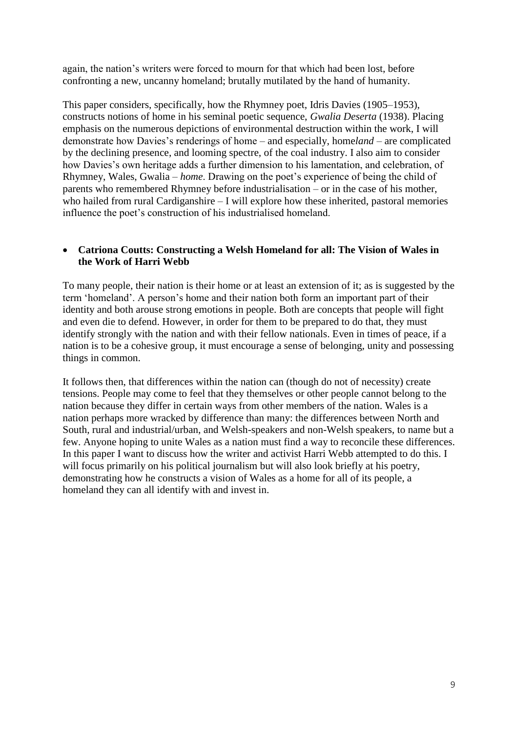again, the nation's writers were forced to mourn for that which had been lost, before confronting a new, uncanny homeland; brutally mutilated by the hand of humanity.

This paper considers, specifically, how the Rhymney poet, Idris Davies (1905–1953), constructs notions of home in his seminal poetic sequence, *Gwalia Deserta* (1938). Placing emphasis on the numerous depictions of environmental destruction within the work, I will demonstrate how Davies's renderings of home – and especially, home*land* – are complicated by the declining presence, and looming spectre, of the coal industry. I also aim to consider how Davies's own heritage adds a further dimension to his lamentation, and celebration, of Rhymney, Wales, Gwalia – *home*. Drawing on the poet's experience of being the child of parents who remembered Rhymney before industrialisation – or in the case of his mother, who hailed from rural Cardiganshire – I will explore how these inherited, pastoral memories influence the poet's construction of his industrialised homeland.

- **Catriona Coutts: Constructing a Welsh Homeland for all: The Vision of Wales in the Work of Harri Webb**

To many people, their nation is their home or at least an extension of it; as is suggested by the term 'homeland'. A person's home and their nation both form an important part of their identity and both arouse strong emotions in people. Both are concepts that people will fight and even die to defend. However, in order for them to be prepared to do that, they must identify strongly with the nation and with their fellow nationals. Even in times of peace, if a nation is to be a cohesive group, it must encourage a sense of belonging, unity and possessing things in common.

It follows then, that differences within the nation can (though do not of necessity) create tensions. People may come to feel that they themselves or other people cannot belong to the nation because they differ in certain ways from other members of the nation. Wales is a nation perhaps more wracked by difference than many: the differences between North and South, rural and industrial/urban, and Welsh-speakers and non-Welsh speakers, to name but a few. Anyone hoping to unite Wales as a nation must find a way to reconcile these differences. In this paper I want to discuss how the writer and activist Harri Webb attempted to do this. I will focus primarily on his political journalism but will also look briefly at his poetry, demonstrating how he constructs a vision of Wales as a home for all of its people, a homeland they can all identify with and invest in.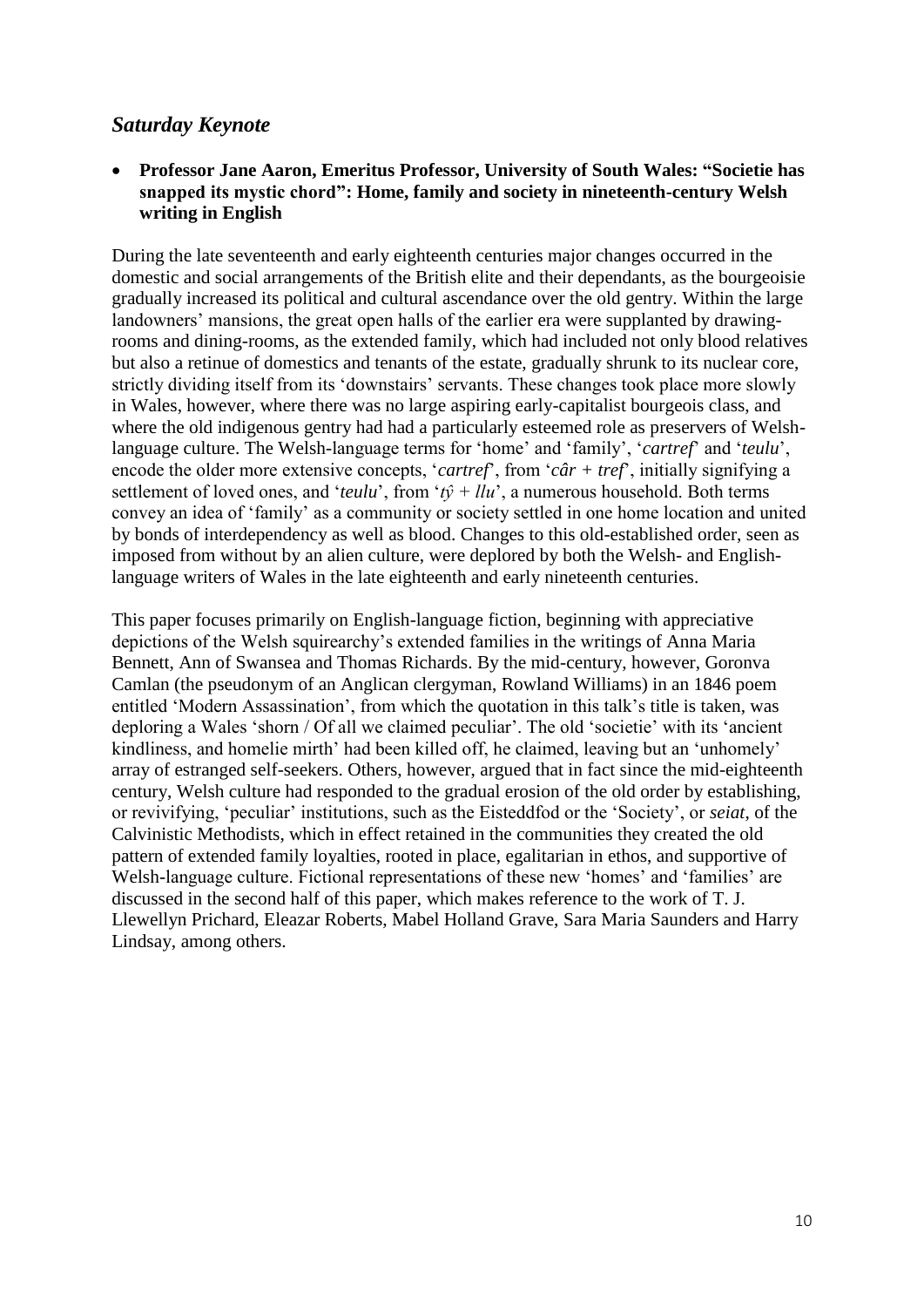## *Saturday Keynote*

- **Professor Jane Aaron, Emeritus Professor, University of South Wales: "Societie has snapped its mystic chord": Home, family and society in nineteenth-century Welsh writing in English**

During the late seventeenth and early eighteenth centuries major changes occurred in the domestic and social arrangements of the British elite and their dependants, as the bourgeoisie gradually increased its political and cultural ascendance over the old gentry. Within the large landowners' mansions, the great open halls of the earlier era were supplanted by drawing-rooms and dining-rooms, as the extended family, which had included not only blood relatives but also a retinue of domestics and tenants of the estate, gradually shrunk to its nuclear core, strictly dividing itself from its 'downstairs' servants. These changes took place more slowly in Wales, however, where there was no large aspiring early-capitalist bourgeois class, and where the old indigenous gentry had had a particularly esteemed role as preservers of Welsh-language culture. The Welsh-language terms for 'home' and 'family', '*cartref*' and '*teulu*', encode the older more extensive concepts, '*cartref*', from '*câr + tref*', initially signifying a settlement of loved ones, and '*teulu*', from '*tŷ + llu*', a numerous household. Both terms convey an idea of 'family' as a community or society settled in one home location and united by bonds of interdependency as well as blood. Changes to this old-established order, seen as imposed from without by an alien culture, were deplored by both the Welsh- and English-language writers of Wales in the late eighteenth and early nineteenth centuries.

This paper focuses primarily on English-language fiction, beginning with appreciative depictions of the Welsh squirearchy's extended families in the writings of Anna Maria Bennett, Ann of Swansea and Thomas Richards. By the mid-century, however, Goronva Camlan (the pseudonym of an Anglican clergyman, Rowland Williams) in an 1846 poem entitled 'Modern Assassination', from which the quotation in this talk's title is taken, was deploring a Wales 'shorn / Of all we claimed peculiar'. The old 'societie' with its 'ancient kindliness, and homelie mirth' had been killed off, he claimed, leaving but an 'unhomely' array of estranged self-seekers. Others, however, argued that in fact since the mid-eighteenth century, Welsh culture had responded to the gradual erosion of the old order by establishing, or revivifying, 'peculiar' institutions, such as the Eisteddfod or the 'Society', or *seiat*, of the Calvinistic Methodists, which in effect retained in the communities they created the old pattern of extended family loyalties, rooted in place, egalitarian in ethos, and supportive of Welsh-language culture. Fictional representations of these new 'homes' and 'families' are discussed in the second half of this paper, which makes reference to the work of T. J. Llewellyn Prichard, Eleazar Roberts, Mabel Holland Grave, Sara Maria Saunders and Harry Lindsay, among others.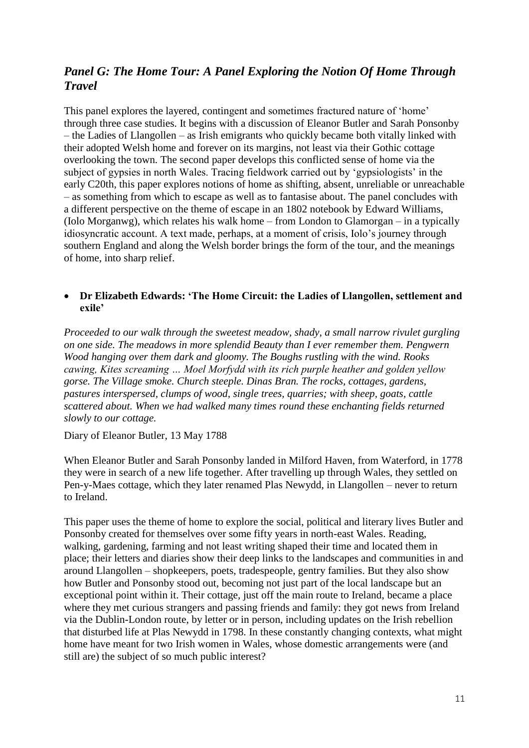## *Panel G: The Home Tour: A Panel Exploring the Notion Of Home Through Travel*

This panel explores the layered, contingent and sometimes fractured nature of 'home' through three case studies. It begins with a discussion of Eleanor Butler and Sarah Ponsonby – the Ladies of Llangollen – as Irish emigrants who quickly became both vitally linked with their adopted Welsh home and forever on its margins, not least via their Gothic cottage overlooking the town. The second paper develops this conflicted sense of home via the subject of gypsies in north Wales. Tracing fieldwork carried out by 'gypsiologists' in the early C20th, this paper explores notions of home as shifting, absent, unreliable or unreachable – as something from which to escape as well as to fantasise about. The panel concludes with a different perspective on the theme of escape in an 1802 notebook by Edward Williams, (Iolo Morganwg), which relates his walk home – from London to Glamorgan – in a typically idiosyncratic account. A text made, perhaps, at a moment of crisis, Iolo's journey through southern England and along the Welsh border brings the form of the tour, and the meanings of home, into sharp relief.

- **Dr Elizabeth Edwards: 'The Home Circuit: the Ladies of Llangollen, settlement and exile'**

*Proceeded to our walk through the sweetest meadow, shady, a small narrow rivulet gurgling on one side. The meadows in more splendid Beauty than I ever remember them. Pengwern Wood hanging over them dark and gloomy. The Boughs rustling with the wind. Rooks cawing, Kites screaming … Moel Morfydd with its rich purple heather and golden yellow gorse. The Village smoke. Church steeple. Dinas Bran. The rocks, cottages, gardens, pastures interspersed, clumps of wood, single trees, quarries; with sheep, goats, cattle scattered about. When we had walked many times round these enchanting fields returned slowly to our cottage.*

Diary of Eleanor Butler, 13 May 1788

When Eleanor Butler and Sarah Ponsonby landed in Milford Haven, from Waterford, in 1778 they were in search of a new life together. After travelling up through Wales, they settled on Pen-y-Maes cottage, which they later renamed Plas Newydd, in Llangollen – never to return to Ireland.

This paper uses the theme of home to explore the social, political and literary lives Butler and Ponsonby created for themselves over some fifty years in north-east Wales. Reading, walking, gardening, farming and not least writing shaped their time and located them in place; their letters and diaries show their deep links to the landscapes and communities in and around Llangollen – shopkeepers, poets, tradespeople, gentry families. But they also show how Butler and Ponsonby stood out, becoming not just part of the local landscape but an exceptional point within it. Their cottage, just off the main route to Ireland, became a place where they met curious strangers and passing friends and family: they got news from Ireland via the Dublin-London route, by letter or in person, including updates on the Irish rebellion that disturbed life at Plas Newydd in 1798. In these constantly changing contexts, what might home have meant for two Irish women in Wales, whose domestic arrangements were (and still are) the subject of so much public interest?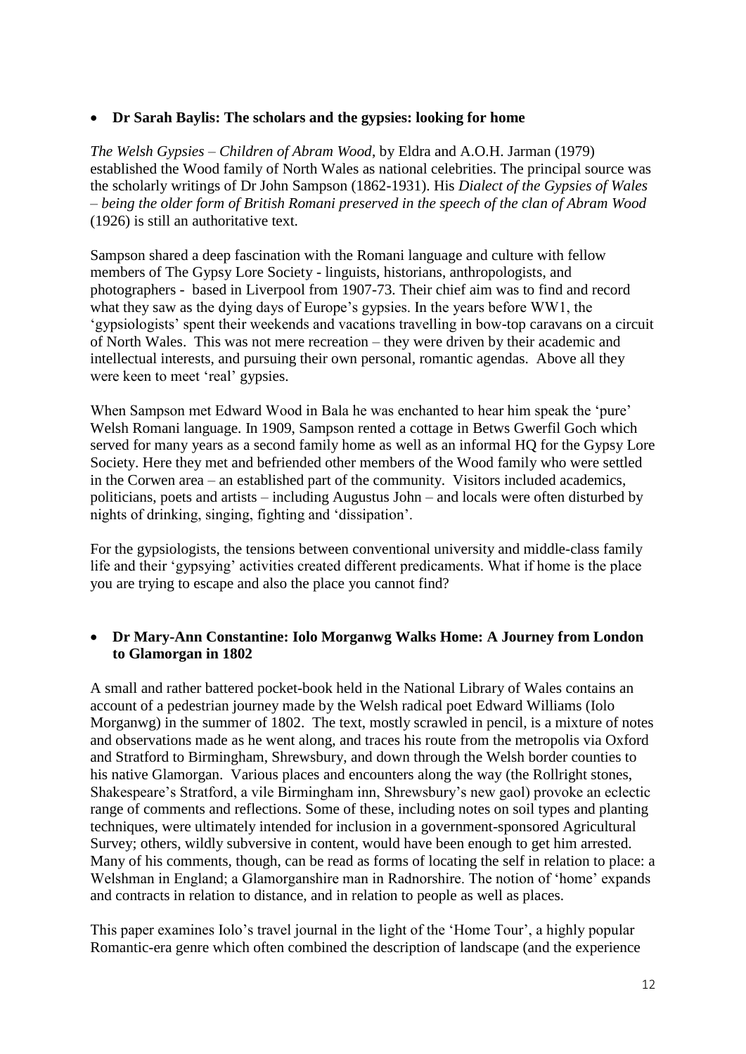- **Dr Sarah Baylis: The scholars and the gypsies: looking for home**

*The Welsh Gypsies – Children of Abram Wood*, by Eldra and A.O.H. Jarman (1979) established the Wood family of North Wales as national celebrities. The principal source was the scholarly writings of Dr John Sampson (1862-1931). His *Dialect of the Gypsies of Wales – being the older form of British Romani preserved in the speech of the clan of Abram Wood* (1926) is still an authoritative text.

Sampson shared a deep fascination with the Romani language and culture with fellow members of The Gypsy Lore Society - linguists, historians, anthropologists, and photographers - based in Liverpool from 1907-73. Their chief aim was to find and record what they saw as the dying days of Europe's gypsies. In the years before WW1, the 'gypsiologists' spent their weekends and vacations travelling in bow-top caravans on a circuit of North Wales. This was not mere recreation – they were driven by their academic and intellectual interests, and pursuing their own personal, romantic agendas. Above all they were keen to meet 'real' gypsies.

When Sampson met Edward Wood in Bala he was enchanted to hear him speak the 'pure' Welsh Romani language. In 1909, Sampson rented a cottage in Betws Gwerfil Goch which served for many years as a second family home as well as an informal HQ for the Gypsy Lore Society. Here they met and befriended other members of the Wood family who were settled in the Corwen area – an established part of the community. Visitors included academics, politicians, poets and artists – including Augustus John – and locals were often disturbed by nights of drinking, singing, fighting and 'dissipation'.

For the gypsiologists, the tensions between conventional university and middle-class family life and their 'gypsying' activities created different predicaments. What if home is the place you are trying to escape and also the place you cannot find?

- **Dr Mary-Ann Constantine: Iolo Morganwg Walks Home: A Journey from London to Glamorgan in 1802**

A small and rather battered pocket-book held in the National Library of Wales contains an account of a pedestrian journey made by the Welsh radical poet Edward Williams (Iolo Morganwg) in the summer of 1802. The text, mostly scrawled in pencil, is a mixture of notes and observations made as he went along, and traces his route from the metropolis via Oxford and Stratford to Birmingham, Shrewsbury, and down through the Welsh border counties to his native Glamorgan. Various places and encounters along the way (the Rollright stones, Shakespeare's Stratford, a vile Birmingham inn, Shrewsbury's new gaol) provoke an eclectic range of comments and reflections. Some of these, including notes on soil types and planting techniques, were ultimately intended for inclusion in a government-sponsored Agricultural Survey; others, wildly subversive in content, would have been enough to get him arrested. Many of his comments, though, can be read as forms of locating the self in relation to place: a Welshman in England; a Glamorganshire man in Radnorshire. The notion of 'home' expands and contracts in relation to distance, and in relation to people as well as places.

This paper examines Iolo's travel journal in the light of the 'Home Tour', a highly popular Romantic-era genre which often combined the description of landscape (and the experience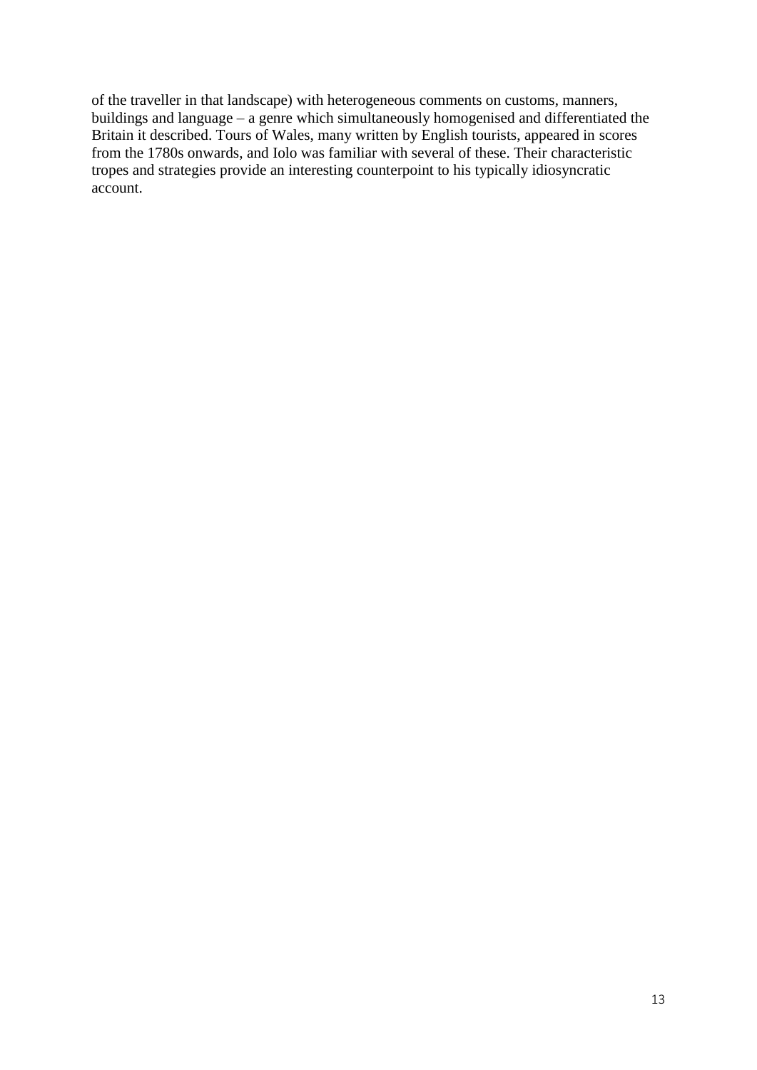of the traveller in that landscape) with heterogeneous comments on customs, manners, buildings and language – a genre which simultaneously homogenised and differentiated the Britain it described. Tours of Wales, many written by English tourists, appeared in scores from the 1780s onwards, and Iolo was familiar with several of these. Their characteristic tropes and strategies provide an interesting counterpoint to his typically idiosyncratic account.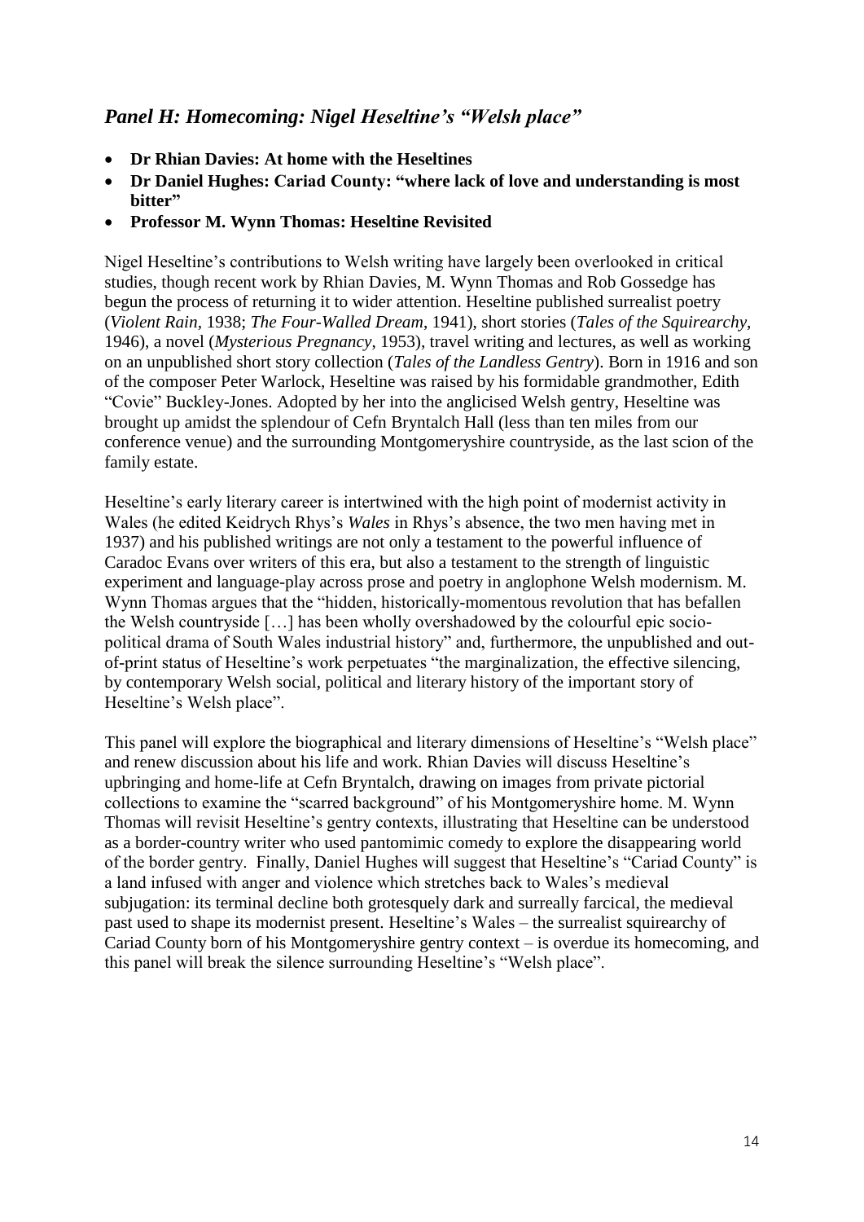## *Panel H: Homecoming: Nigel Heseltine's "Welsh place"*

- **Dr Rhian Davies: At home with the Heseltines**
- **Dr Daniel Hughes: Cariad County: "where lack of love and understanding is most bitter"**
- **Professor M. Wynn Thomas: Heseltine Revisited**

Nigel Heseltine's contributions to Welsh writing have largely been overlooked in critical studies, though recent work by Rhian Davies, M. Wynn Thomas and Rob Gossedge has begun the process of returning it to wider attention. Heseltine published surrealist poetry (*Violent Rain,* 1938; *The Four-Walled Dream*, 1941), short stories (*Tales of the Squirearchy,* 1946), a novel (*Mysterious Pregnancy*, 1953), travel writing and lectures, as well as working on an unpublished short story collection (*Tales of the Landless Gentry*). Born in 1916 and son of the composer Peter Warlock, Heseltine was raised by his formidable grandmother, Edith "Covie" Buckley-Jones. Adopted by her into the anglicised Welsh gentry, Heseltine was brought up amidst the splendour of Cefn Bryntalch Hall (less than ten miles from our conference venue) and the surrounding Montgomeryshire countryside, as the last scion of the family estate.

Heseltine's early literary career is intertwined with the high point of modernist activity in Wales (he edited Keidrych Rhys's *Wales* in Rhys's absence, the two men having met in 1937) and his published writings are not only a testament to the powerful influence of Caradoc Evans over writers of this era, but also a testament to the strength of linguistic experiment and language-play across prose and poetry in anglophone Welsh modernism. M. Wynn Thomas argues that the "hidden, historically-momentous revolution that has befallen the Welsh countryside […] has been wholly overshadowed by the colourful epic socio-political drama of South Wales industrial history" and, furthermore, the unpublished and out-of-print status of Heseltine's work perpetuates "the marginalization, the effective silencing, by contemporary Welsh social, political and literary history of the important story of Heseltine's Welsh place".

This panel will explore the biographical and literary dimensions of Heseltine's "Welsh place" and renew discussion about his life and work. Rhian Davies will discuss Heseltine's upbringing and home-life at Cefn Bryntalch, drawing on images from private pictorial collections to examine the "scarred background" of his Montgomeryshire home. M. Wynn Thomas will revisit Heseltine's gentry contexts, illustrating that Heseltine can be understood as a border-country writer who used pantomimic comedy to explore the disappearing world of the border gentry. Finally, Daniel Hughes will suggest that Heseltine's "Cariad County" is a land infused with anger and violence which stretches back to Wales's medieval subjugation: its terminal decline both grotesquely dark and surreally farcical, the medieval past used to shape its modernist present. Heseltine's Wales – the surrealist squirearchy of Cariad County born of his Montgomeryshire gentry context – is overdue its homecoming, and this panel will break the silence surrounding Heseltine's "Welsh place".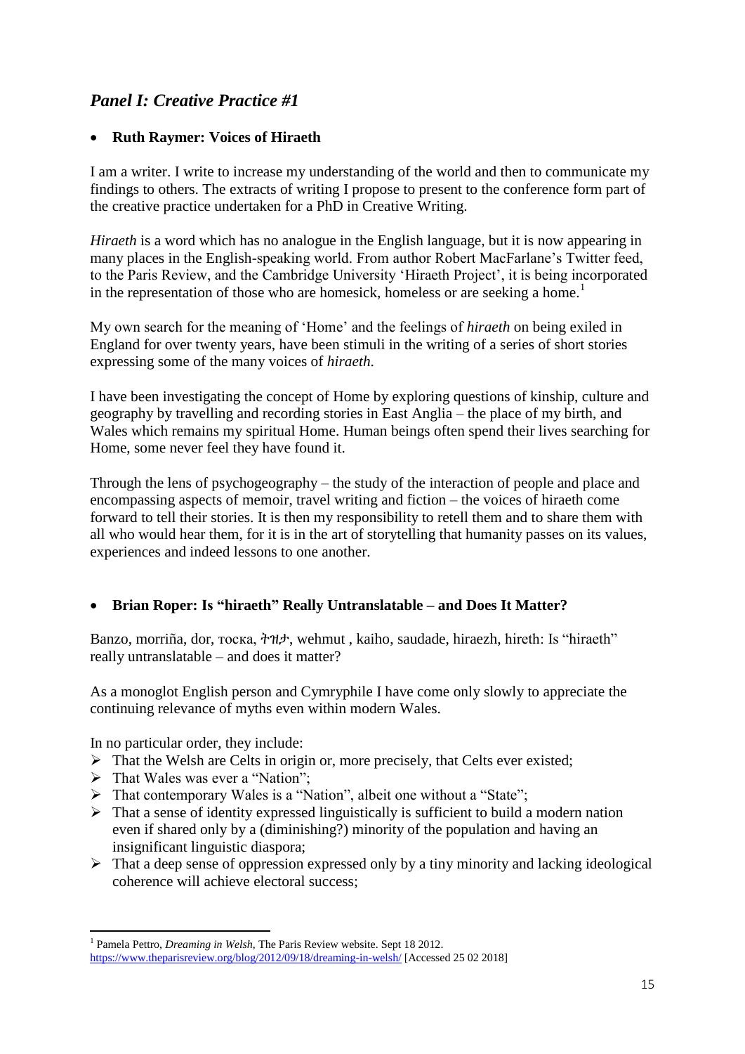## *Panel I: Creative Practice #1*

- **Ruth Raymer: Voices of Hiraeth**

I am a writer. I write to increase my understanding of the world and then to communicate my findings to others. The extracts of writing I propose to present to the conference form part of the creative practice undertaken for a PhD in Creative Writing.

*Hiraeth* is a word which has no analogue in the English language, but it is now appearing in many places in the English-speaking world. From author Robert MacFarlane's Twitter feed, to the Paris Review, and the Cambridge University 'Hiraeth Project', it is being incorporated in the representation of those who are homesick, homeless or are seeking a home.[1]

My own search for the meaning of 'Home' and the feelings of *hiraeth* on being exiled in England for over twenty years, have been stimuli in the writing of a series of short stories expressing some of the many voices of *hiraeth.*

I have been investigating the concept of Home by exploring questions of kinship, culture and geography by travelling and recording stories in East Anglia – the place of my birth, and Wales which remains my spiritual Home. Human beings often spend their lives searching for Home, some never feel they have found it.

Through the lens of psychogeography – the study of the interaction of people and place and encompassing aspects of memoir, travel writing and fiction – the voices of hiraeth come forward to tell their stories. It is then my responsibility to retell them and to share them with all who would hear them, for it is in the art of storytelling that humanity passes on its values, experiences and indeed lessons to one another.

- **Brian Roper: Is "hiraeth" Really Untranslatable – and Does It Matter?**

Banzo, morriña, dor, тоска, ትዝታ, wehmut , kaiho, saudade, hiraezh, hireth: Is "hiraeth" really untranslatable – and does it matter?

As a monoglot English person and Cymryphile I have come only slowly to appreciate the continuing relevance of myths even within modern Wales.

In no particular order, they include:

- That the Welsh are Celts in origin or, more precisely, that Celts ever existed;
- That Wales was ever a "Nation";
- That contemporary Wales is a "Nation", albeit one without a "State";
- That a sense of identity expressed linguistically is sufficient to build a modern nation even if shared only by a (diminishing?) minority of the population and having an insignificant linguistic diaspora;
- That a deep sense of oppression expressed only by a tiny minority and lacking ideological coherence will achieve electoral success;

[1] Pamela Pettro, *Dreaming in Welsh,* The Paris Review website. Sept 18 2012. https://www.theparisreview.org/blog/2012/09/18/dreaming-in-welsh/ [Accessed 25 02 2018]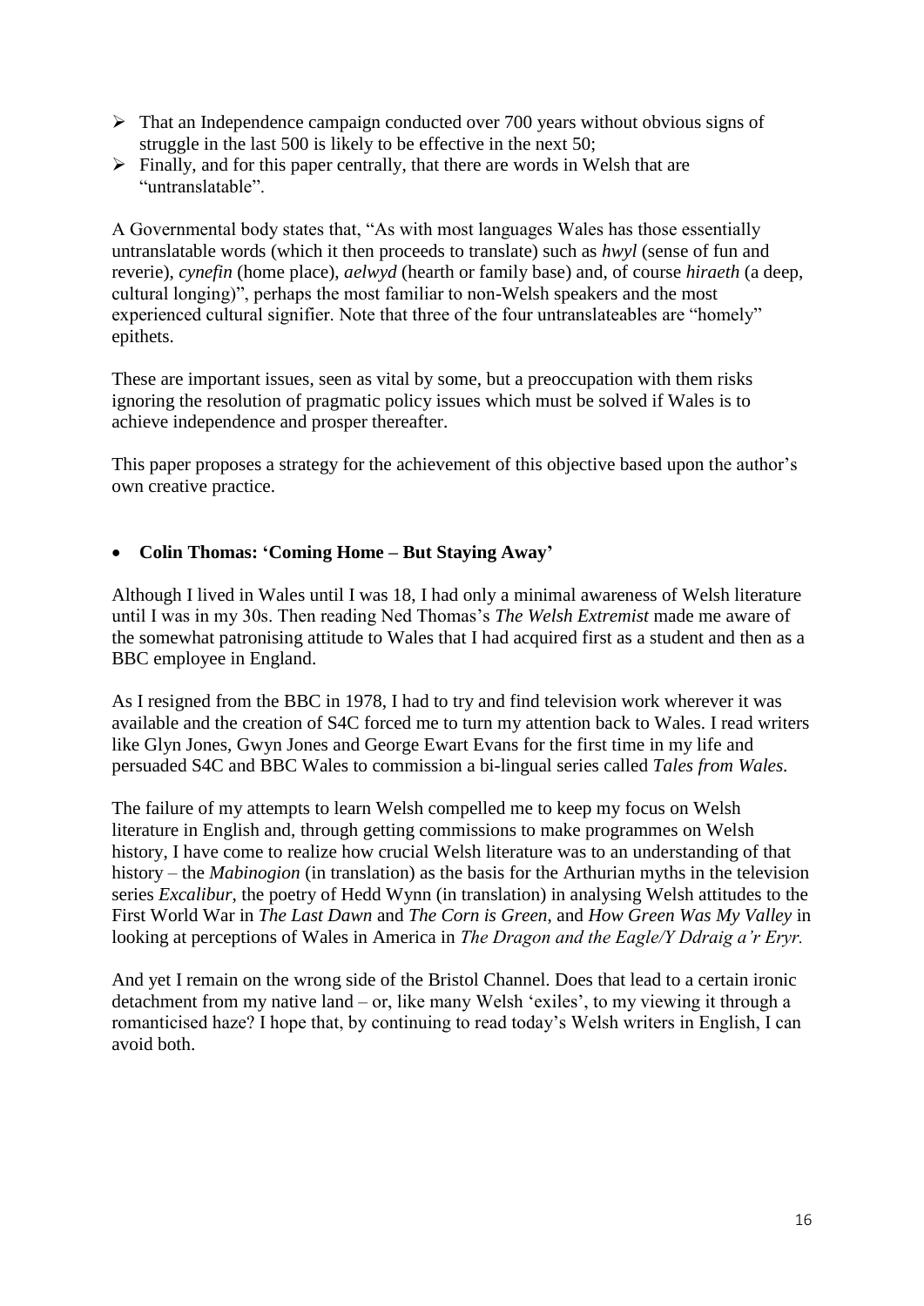- That an Independence campaign conducted over 700 years without obvious signs of struggle in the last 500 is likely to be effective in the next 50;
- Finally, and for this paper centrally, that there are words in Welsh that are "untranslatable".

A Governmental body states that, "As with most languages Wales has those essentially untranslatable words (which it then proceeds to translate) such as *hwyl* (sense of fun and reverie), *cynefin* (home place), *aelwyd* (hearth or family base) and, of course *hiraeth* (a deep, cultural longing)", perhaps the most familiar to non-Welsh speakers and the most experienced cultural signifier. Note that three of the four untranslateables are "homely" epithets.

These are important issues, seen as vital by some, but a preoccupation with them risks ignoring the resolution of pragmatic policy issues which must be solved if Wales is to achieve independence and prosper thereafter.

This paper proposes a strategy for the achievement of this objective based upon the author's own creative practice.

- **Colin Thomas: 'Coming Home – But Staying Away'**

Although I lived in Wales until I was 18, I had only a minimal awareness of Welsh literature until I was in my 30s. Then reading Ned Thomas's *The Welsh Extremist* made me aware of the somewhat patronising attitude to Wales that I had acquired first as a student and then as a BBC employee in England.

As I resigned from the BBC in 1978, I had to try and find television work wherever it was available and the creation of S4C forced me to turn my attention back to Wales. I read writers like Glyn Jones, Gwyn Jones and George Ewart Evans for the first time in my life and persuaded S4C and BBC Wales to commission a bi-lingual series called *Tales from Wales*.

The failure of my attempts to learn Welsh compelled me to keep my focus on Welsh literature in English and, through getting commissions to make programmes on Welsh history, I have come to realize how crucial Welsh literature was to an understanding of that history – the *Mabinogion* (in translation) as the basis for the Arthurian myths in the television series *Excalibur*, the poetry of Hedd Wynn (in translation) in analysing Welsh attitudes to the First World War in *The Last Dawn* and *The Corn is Green*, and *How Green Was My Valley* in looking at perceptions of Wales in America in *The Dragon and the Eagle/Y Ddraig a'r Eryr.*

And yet I remain on the wrong side of the Bristol Channel. Does that lead to a certain ironic detachment from my native land – or, like many Welsh 'exiles', to my viewing it through a romanticised haze? I hope that, by continuing to read today's Welsh writers in English, I can avoid both.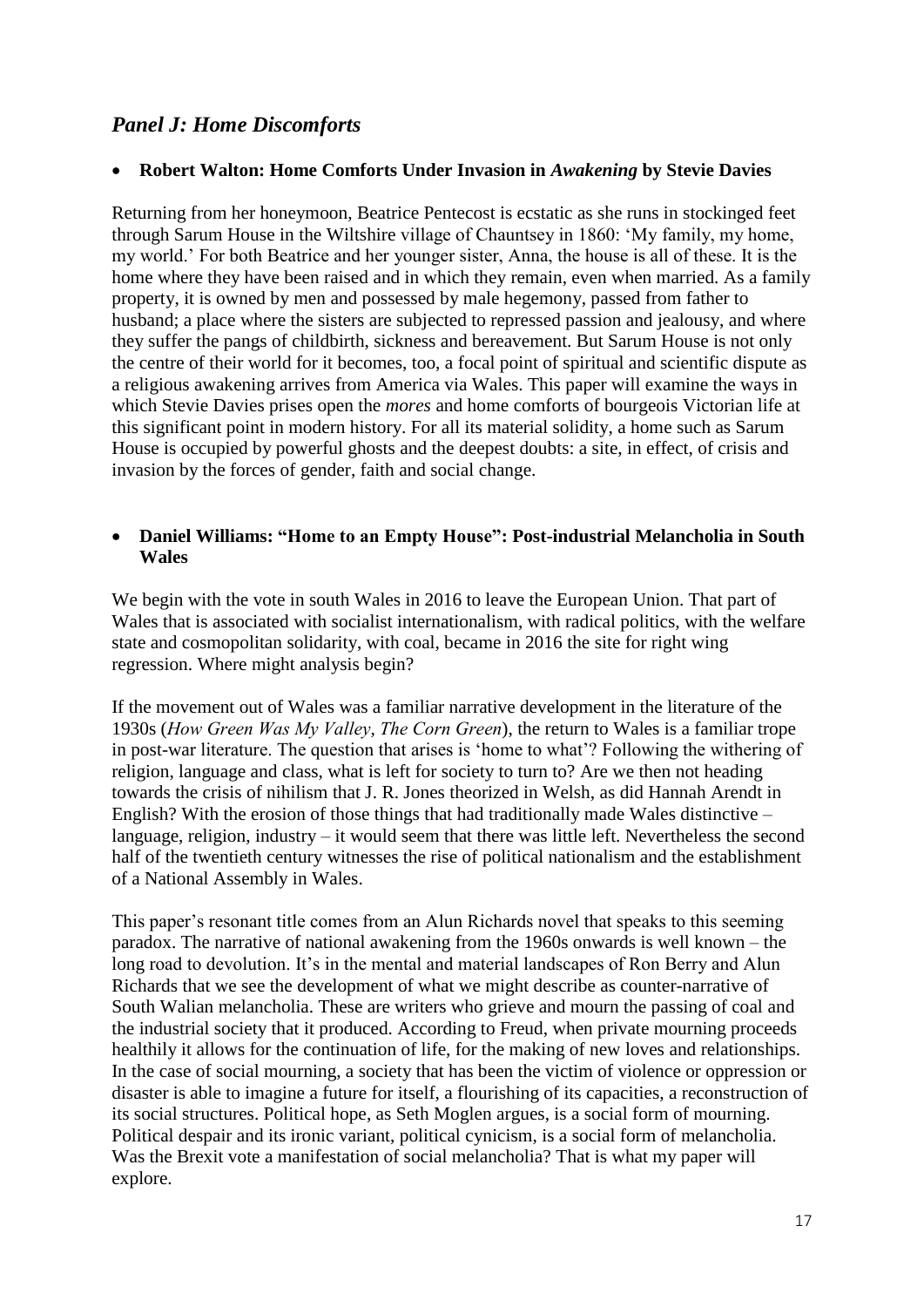## *Panel J: Home Discomforts*

- **Robert Walton: Home Comforts Under Invasion in *Awakening* by Stevie Davies**

Returning from her honeymoon, Beatrice Pentecost is ecstatic as she runs in stockinged feet through Sarum House in the Wiltshire village of Chauntsey in 1860: 'My family, my home, my world.' For both Beatrice and her younger sister, Anna, the house is all of these. It is the home where they have been raised and in which they remain, even when married. As a family property, it is owned by men and possessed by male hegemony, passed from father to husband; a place where the sisters are subjected to repressed passion and jealousy, and where they suffer the pangs of childbirth, sickness and bereavement. But Sarum House is not only the centre of their world for it becomes, too, a focal point of spiritual and scientific dispute as a religious awakening arrives from America via Wales. This paper will examine the ways in which Stevie Davies prises open the *mores* and home comforts of bourgeois Victorian life at this significant point in modern history. For all its material solidity, a home such as Sarum House is occupied by powerful ghosts and the deepest doubts: a site, in effect, of crisis and invasion by the forces of gender, faith and social change.

- **Daniel Williams: "Home to an Empty House": Post-industrial Melancholia in South Wales**

We begin with the vote in south Wales in 2016 to leave the European Union. That part of Wales that is associated with socialist internationalism, with radical politics, with the welfare state and cosmopolitan solidarity, with coal, became in 2016 the site for right wing regression. Where might analysis begin?

If the movement out of Wales was a familiar narrative development in the literature of the 1930s (*How Green Was My Valley*, *The Corn Green*), the return to Wales is a familiar trope in post-war literature. The question that arises is 'home to what'? Following the withering of religion, language and class, what is left for society to turn to? Are we then not heading towards the crisis of nihilism that J. R. Jones theorized in Welsh, as did Hannah Arendt in English? With the erosion of those things that had traditionally made Wales distinctive – language, religion, industry – it would seem that there was little left. Nevertheless the second half of the twentieth century witnesses the rise of political nationalism and the establishment of a National Assembly in Wales.

This paper's resonant title comes from an Alun Richards novel that speaks to this seeming paradox. The narrative of national awakening from the 1960s onwards is well known – the long road to devolution. It's in the mental and material landscapes of Ron Berry and Alun Richards that we see the development of what we might describe as counter-narrative of South Walian melancholia. These are writers who grieve and mourn the passing of coal and the industrial society that it produced. According to Freud, when private mourning proceeds healthily it allows for the continuation of life, for the making of new loves and relationships. In the case of social mourning, a society that has been the victim of violence or oppression or disaster is able to imagine a future for itself, a flourishing of its capacities, a reconstruction of its social structures. Political hope, as Seth Moglen argues, is a social form of mourning. Political despair and its ironic variant, political cynicism, is a social form of melancholia. Was the Brexit vote a manifestation of social melancholia? That is what my paper will explore.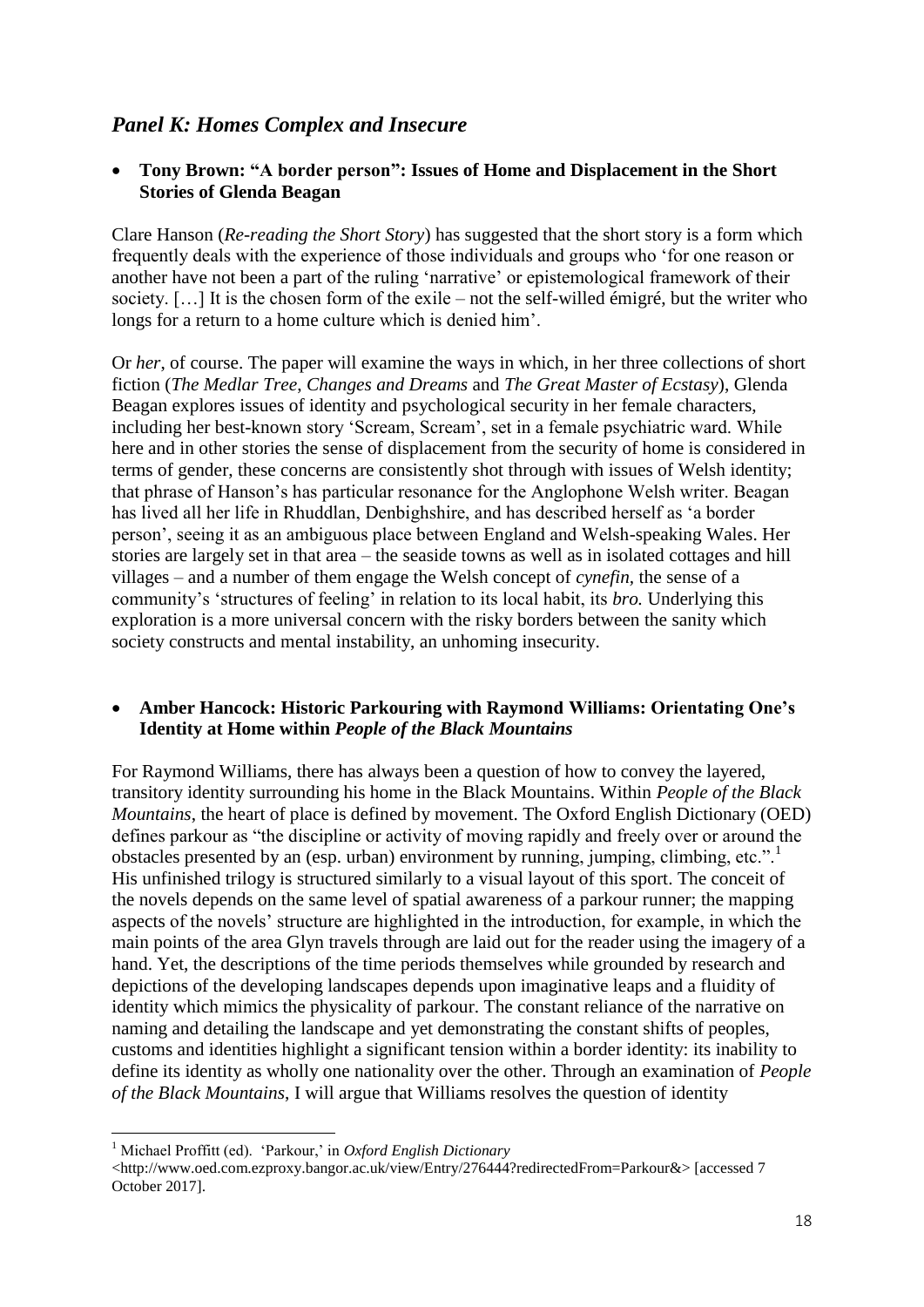## *Panel K: Homes Complex and Insecure*

- **Tony Brown: "A border person": Issues of Home and Displacement in the Short Stories of Glenda Beagan**

Clare Hanson (*Re-reading the Short Story*) has suggested that the short story is a form which frequently deals with the experience of those individuals and groups who 'for one reason or another have not been a part of the ruling 'narrative' or epistemological framework of their society. […] It is the chosen form of the exile – not the self-willed émigré, but the writer who longs for a return to a home culture which is denied him'.

Or *her*, of course. The paper will examine the ways in which, in her three collections of short fiction (*The Medlar Tree*, *Changes and Dreams* and *The Great Master of Ecstasy*), Glenda Beagan explores issues of identity and psychological security in her female characters, including her best-known story 'Scream, Scream', set in a female psychiatric ward. While here and in other stories the sense of displacement from the security of home is considered in terms of gender, these concerns are consistently shot through with issues of Welsh identity; that phrase of Hanson's has particular resonance for the Anglophone Welsh writer. Beagan has lived all her life in Rhuddlan, Denbighshire, and has described herself as 'a border person', seeing it as an ambiguous place between England and Welsh-speaking Wales. Her stories are largely set in that area – the seaside towns as well as in isolated cottages and hill villages – and a number of them engage the Welsh concept of *cynefin*, the sense of a community's 'structures of feeling' in relation to its local habit, its *bro.* Underlying this exploration is a more universal concern with the risky borders between the sanity which society constructs and mental instability, an unhoming insecurity.

- **Amber Hancock: Historic Parkouring with Raymond Williams: Orientating One's Identity at Home within *People of the Black Mountains***

For Raymond Williams, there has always been a question of how to convey the layered, transitory identity surrounding his home in the Black Mountains. Within *People of the Black Mountains*, the heart of place is defined by movement. The Oxford English Dictionary (OED) defines parkour as "the discipline or activity of moving rapidly and freely over or around the obstacles presented by an (esp. urban) environment by running, jumping, climbing, etc.".[1] His unfinished trilogy is structured similarly to a visual layout of this sport. The conceit of the novels depends on the same level of spatial awareness of a parkour runner; the mapping aspects of the novels' structure are highlighted in the introduction, for example, in which the main points of the area Glyn travels through are laid out for the reader using the imagery of a hand. Yet, the descriptions of the time periods themselves while grounded by research and depictions of the developing landscapes depends upon imaginative leaps and a fluidity of identity which mimics the physicality of parkour. The constant reliance of the narrative on naming and detailing the landscape and yet demonstrating the constant shifts of peoples, customs and identities highlight a significant tension within a border identity: its inability to define its identity as wholly one nationality over the other. Through an examination of *People of the Black Mountains*, I will argue that Williams resolves the question of identity

---

[1] Michael Proffitt (ed). 'Parkour,' in *Oxford English Dictionary* <http://www.oed.com.ezproxy.bangor.ac.uk/view/Entry/276444?redirectedFrom=Parkour&> [accessed 7 October 2017].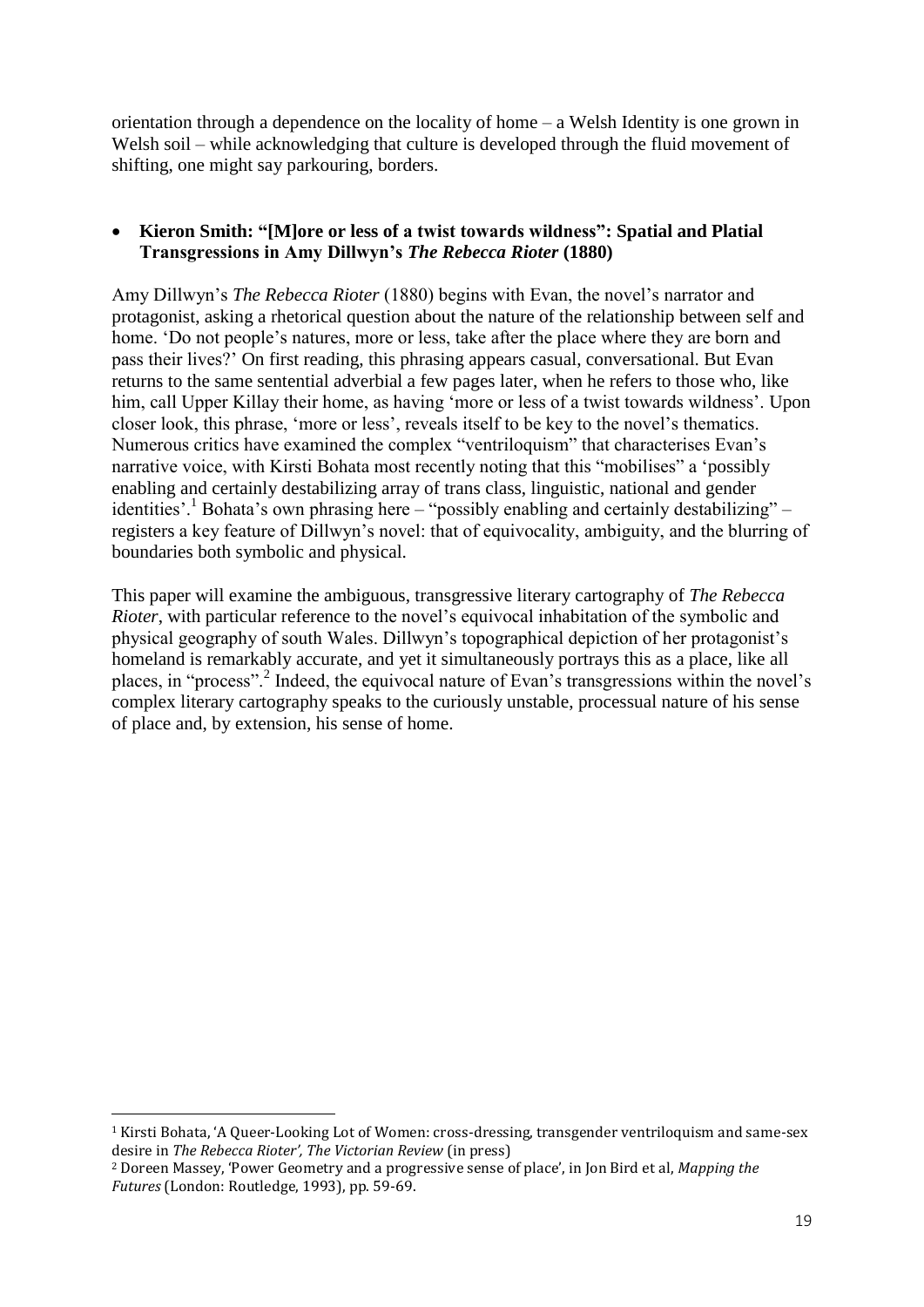orientation through a dependence on the locality of home – a Welsh Identity is one grown in Welsh soil – while acknowledging that culture is developed through the fluid movement of shifting, one might say parkouring, borders.

- **Kieron Smith: "[M]ore or less of a twist towards wildness": Spatial and Platial Transgressions in Amy Dillwyn's *The Rebecca Rioter* (1880)**

Amy Dillwyn's *The Rebecca Rioter* (1880) begins with Evan, the novel's narrator and protagonist, asking a rhetorical question about the nature of the relationship between self and home. 'Do not people's natures, more or less, take after the place where they are born and pass their lives?' On first reading, this phrasing appears casual, conversational. But Evan returns to the same sentential adverbial a few pages later, when he refers to those who, like him, call Upper Killay their home, as having 'more or less of a twist towards wildness'. Upon closer look, this phrase, 'more or less', reveals itself to be key to the novel's thematics. Numerous critics have examined the complex "ventriloquism" that characterises Evan's narrative voice, with Kirsti Bohata most recently noting that this "mobilises" a 'possibly enabling and certainly destabilizing array of trans class, linguistic, national and gender identities'.[1] Bohata's own phrasing here – "possibly enabling and certainly destabilizing" – registers a key feature of Dillwyn's novel: that of equivocality, ambiguity, and the blurring of boundaries both symbolic and physical.

This paper will examine the ambiguous, transgressive literary cartography of *The Rebecca Rioter*, with particular reference to the novel's equivocal inhabitation of the symbolic and physical geography of south Wales. Dillwyn's topographical depiction of her protagonist's homeland is remarkably accurate, and yet it simultaneously portrays this as a place, like all places, in "process".[2] Indeed, the equivocal nature of Evan's transgressions within the novel's complex literary cartography speaks to the curiously unstable, processual nature of his sense of place and, by extension, his sense of home.

---

[1] Kirsti Bohata, 'A Queer-Looking Lot of Women: cross-dressing, transgender ventriloquism and same-sex desire in *The Rebecca Rioter', The Victorian Review* (in press)

[2] Doreen Massey, 'Power Geometry and a progressive sense of place', in Jon Bird et al, *Mapping the Futures* (London: Routledge, 1993), pp. 59-69.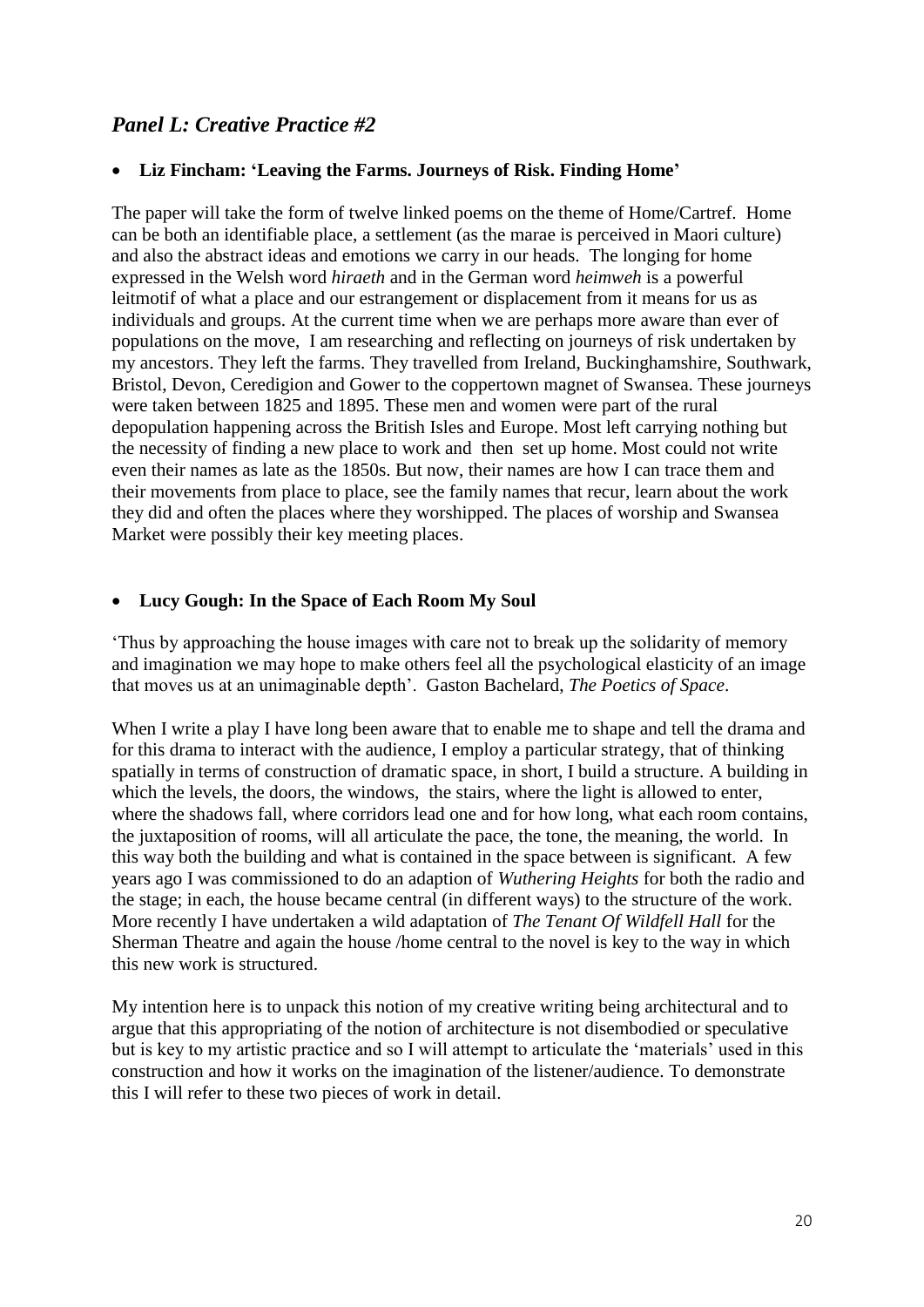## *Panel L: Creative Practice #2*

- **Liz Fincham: 'Leaving the Farms. Journeys of Risk. Finding Home'**

The paper will take the form of twelve linked poems on the theme of Home/Cartref. Home can be both an identifiable place, a settlement (as the marae is perceived in Maori culture) and also the abstract ideas and emotions we carry in our heads. The longing for home expressed in the Welsh word *hiraeth* and in the German word *heimweh* is a powerful leitmotif of what a place and our estrangement or displacement from it means for us as individuals and groups. At the current time when we are perhaps more aware than ever of populations on the move, I am researching and reflecting on journeys of risk undertaken by my ancestors. They left the farms. They travelled from Ireland, Buckinghamshire, Southwark, Bristol, Devon, Ceredigion and Gower to the coppertown magnet of Swansea. These journeys were taken between 1825 and 1895. These men and women were part of the rural depopulation happening across the British Isles and Europe. Most left carrying nothing but the necessity of finding a new place to work and then set up home. Most could not write even their names as late as the 1850s. But now, their names are how I can trace them and their movements from place to place, see the family names that recur, learn about the work they did and often the places where they worshipped. The places of worship and Swansea Market were possibly their key meeting places.

- **Lucy Gough: In the Space of Each Room My Soul**

'Thus by approaching the house images with care not to break up the solidarity of memory and imagination we may hope to make others feel all the psychological elasticity of an image that moves us at an unimaginable depth'. Gaston Bachelard, *The Poetics of Space*.

When I write a play I have long been aware that to enable me to shape and tell the drama and for this drama to interact with the audience, I employ a particular strategy, that of thinking spatially in terms of construction of dramatic space, in short, I build a structure. A building in which the levels, the doors, the windows, the stairs, where the light is allowed to enter, where the shadows fall, where corridors lead one and for how long, what each room contains, the juxtaposition of rooms, will all articulate the pace, the tone, the meaning, the world. In this way both the building and what is contained in the space between is significant. A few years ago I was commissioned to do an adaption of *Wuthering Heights* for both the radio and the stage; in each, the house became central (in different ways) to the structure of the work. More recently I have undertaken a wild adaptation of *The Tenant Of Wildfell Hall* for the Sherman Theatre and again the house /home central to the novel is key to the way in which this new work is structured.

My intention here is to unpack this notion of my creative writing being architectural and to argue that this appropriating of the notion of architecture is not disembodied or speculative but is key to my artistic practice and so I will attempt to articulate the 'materials' used in this construction and how it works on the imagination of the listener/audience. To demonstrate this I will refer to these two pieces of work in detail.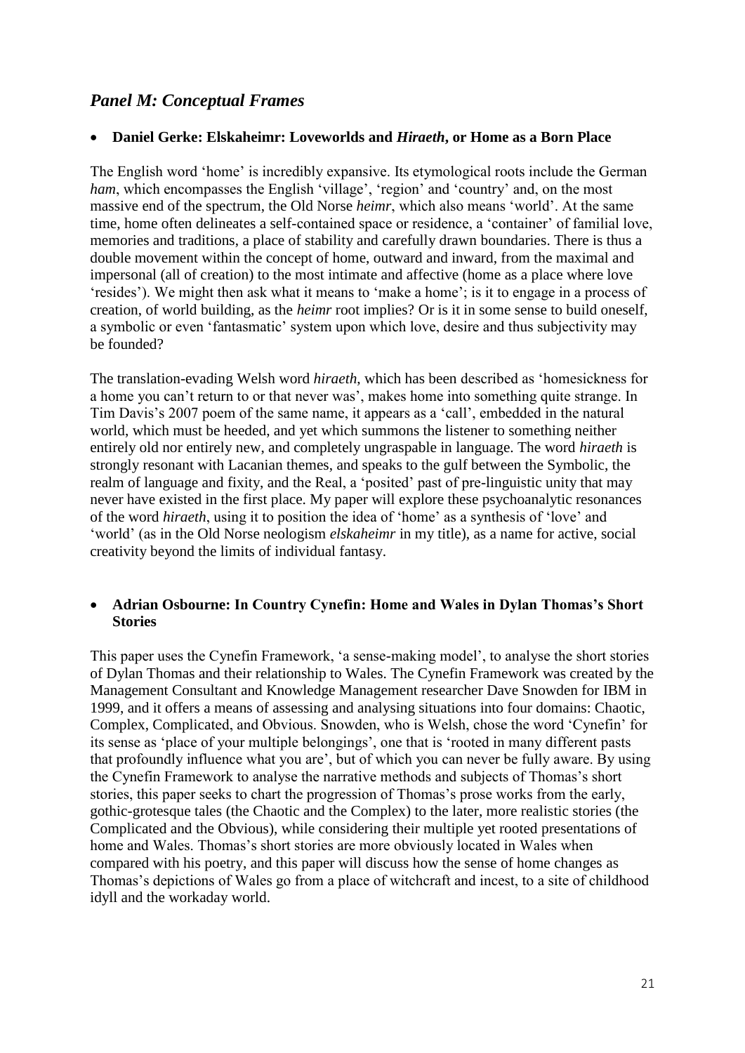## *Panel M: Conceptual Frames*

- **Daniel Gerke: Elskaheimr: Loveworlds and *Hiraeth*, or Home as a Born Place**

The English word 'home' is incredibly expansive. Its etymological roots include the German *ham*, which encompasses the English 'village', 'region' and 'country' and, on the most massive end of the spectrum, the Old Norse *heimr*, which also means 'world'. At the same time, home often delineates a self-contained space or residence, a 'container' of familial love, memories and traditions, a place of stability and carefully drawn boundaries. There is thus a double movement within the concept of home, outward and inward, from the maximal and impersonal (all of creation) to the most intimate and affective (home as a place where love 'resides'). We might then ask what it means to 'make a home'; is it to engage in a process of creation, of world building, as the *heimr* root implies? Or is it in some sense to build oneself, a symbolic or even 'fantasmatic' system upon which love, desire and thus subjectivity may be founded?

The translation-evading Welsh word *hiraeth*, which has been described as 'homesickness for a home you can't return to or that never was', makes home into something quite strange. In Tim Davis's 2007 poem of the same name, it appears as a 'call', embedded in the natural world, which must be heeded, and yet which summons the listener to something neither entirely old nor entirely new, and completely ungraspable in language. The word *hiraeth* is strongly resonant with Lacanian themes, and speaks to the gulf between the Symbolic, the realm of language and fixity, and the Real, a 'posited' past of pre-linguistic unity that may never have existed in the first place. My paper will explore these psychoanalytic resonances of the word *hiraeth*, using it to position the idea of 'home' as a synthesis of 'love' and 'world' (as in the Old Norse neologism *elskaheimr* in my title), as a name for active, social creativity beyond the limits of individual fantasy.

- **Adrian Osbourne: In Country Cynefin: Home and Wales in Dylan Thomas's Short Stories**

This paper uses the Cynefin Framework, 'a sense-making model', to analyse the short stories of Dylan Thomas and their relationship to Wales. The Cynefin Framework was created by the Management Consultant and Knowledge Management researcher Dave Snowden for IBM in 1999, and it offers a means of assessing and analysing situations into four domains: Chaotic, Complex, Complicated, and Obvious. Snowden, who is Welsh, chose the word 'Cynefin' for its sense as 'place of your multiple belongings', one that is 'rooted in many different pasts that profoundly influence what you are', but of which you can never be fully aware. By using the Cynefin Framework to analyse the narrative methods and subjects of Thomas's short stories, this paper seeks to chart the progression of Thomas's prose works from the early, gothic-grotesque tales (the Chaotic and the Complex) to the later, more realistic stories (the Complicated and the Obvious), while considering their multiple yet rooted presentations of home and Wales. Thomas's short stories are more obviously located in Wales when compared with his poetry, and this paper will discuss how the sense of home changes as Thomas's depictions of Wales go from a place of witchcraft and incest, to a site of childhood idyll and the workaday world.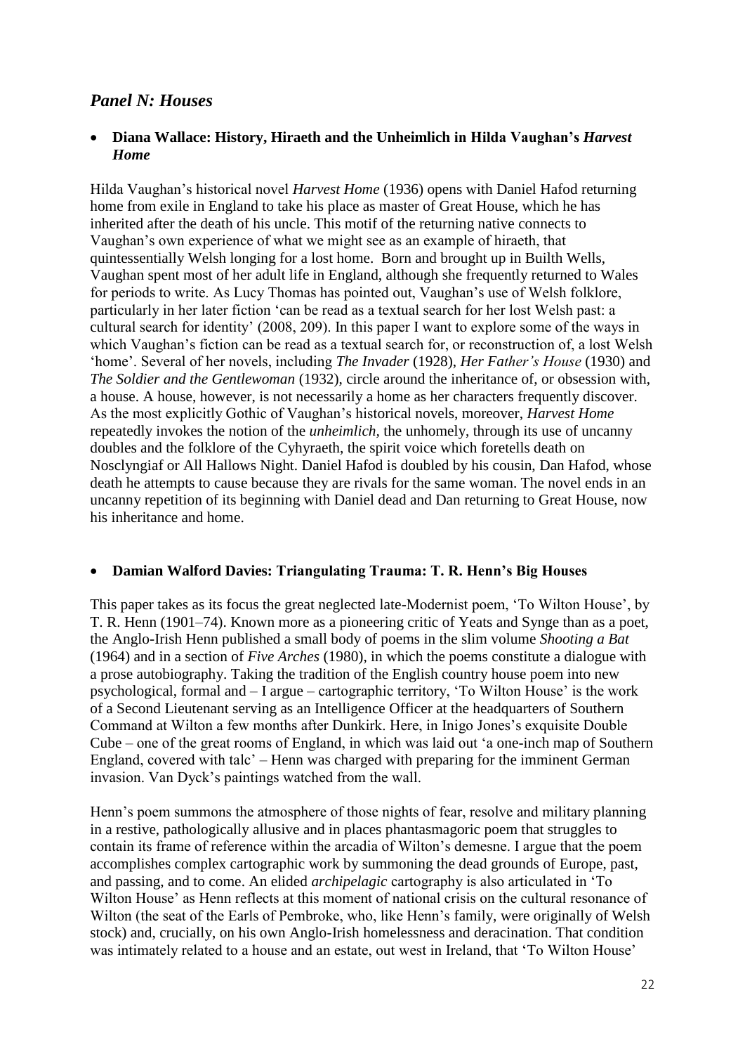## *Panel N: Houses*

- **Diana Wallace: History, Hiraeth and the Unheimlich in Hilda Vaughan's *Harvest Home***

Hilda Vaughan's historical novel *Harvest Home* (1936) opens with Daniel Hafod returning home from exile in England to take his place as master of Great House, which he has inherited after the death of his uncle. This motif of the returning native connects to Vaughan's own experience of what we might see as an example of hiraeth, that quintessentially Welsh longing for a lost home. Born and brought up in Builth Wells, Vaughan spent most of her adult life in England, although she frequently returned to Wales for periods to write. As Lucy Thomas has pointed out, Vaughan's use of Welsh folklore, particularly in her later fiction 'can be read as a textual search for her lost Welsh past: a cultural search for identity' (2008, 209). In this paper I want to explore some of the ways in which Vaughan's fiction can be read as a textual search for, or reconstruction of, a lost Welsh 'home'. Several of her novels, including *The Invader* (1928), *Her Father's House* (1930) and *The Soldier and the Gentlewoman* (1932), circle around the inheritance of, or obsession with, a house. A house, however, is not necessarily a home as her characters frequently discover. As the most explicitly Gothic of Vaughan's historical novels, moreover, *Harvest Home* repeatedly invokes the notion of the *unheimlich*, the unhomely, through its use of uncanny doubles and the folklore of the Cyhyraeth, the spirit voice which foretells death on Nosclyngiaf or All Hallows Night. Daniel Hafod is doubled by his cousin, Dan Hafod, whose death he attempts to cause because they are rivals for the same woman. The novel ends in an uncanny repetition of its beginning with Daniel dead and Dan returning to Great House, now his inheritance and home.

- **Damian Walford Davies: Triangulating Trauma: T. R. Henn's Big Houses**

This paper takes as its focus the great neglected late-Modernist poem, 'To Wilton House', by T. R. Henn (1901–74). Known more as a pioneering critic of Yeats and Synge than as a poet, the Anglo-Irish Henn published a small body of poems in the slim volume *Shooting a Bat* (1964) and in a section of *Five Arches* (1980), in which the poems constitute a dialogue with a prose autobiography. Taking the tradition of the English country house poem into new psychological, formal and – I argue – cartographic territory, 'To Wilton House' is the work of a Second Lieutenant serving as an Intelligence Officer at the headquarters of Southern Command at Wilton a few months after Dunkirk. Here, in Inigo Jones's exquisite Double Cube – one of the great rooms of England, in which was laid out 'a one-inch map of Southern England, covered with talc' – Henn was charged with preparing for the imminent German invasion. Van Dyck's paintings watched from the wall.

Henn's poem summons the atmosphere of those nights of fear, resolve and military planning in a restive, pathologically allusive and in places phantasmagoric poem that struggles to contain its frame of reference within the arcadia of Wilton's demesne. I argue that the poem accomplishes complex cartographic work by summoning the dead grounds of Europe, past, and passing, and to come. An elided *archipelagic* cartography is also articulated in 'To Wilton House' as Henn reflects at this moment of national crisis on the cultural resonance of Wilton (the seat of the Earls of Pembroke, who, like Henn's family, were originally of Welsh stock) and, crucially, on his own Anglo-Irish homelessness and deracination. That condition was intimately related to a house and an estate, out west in Ireland, that 'To Wilton House'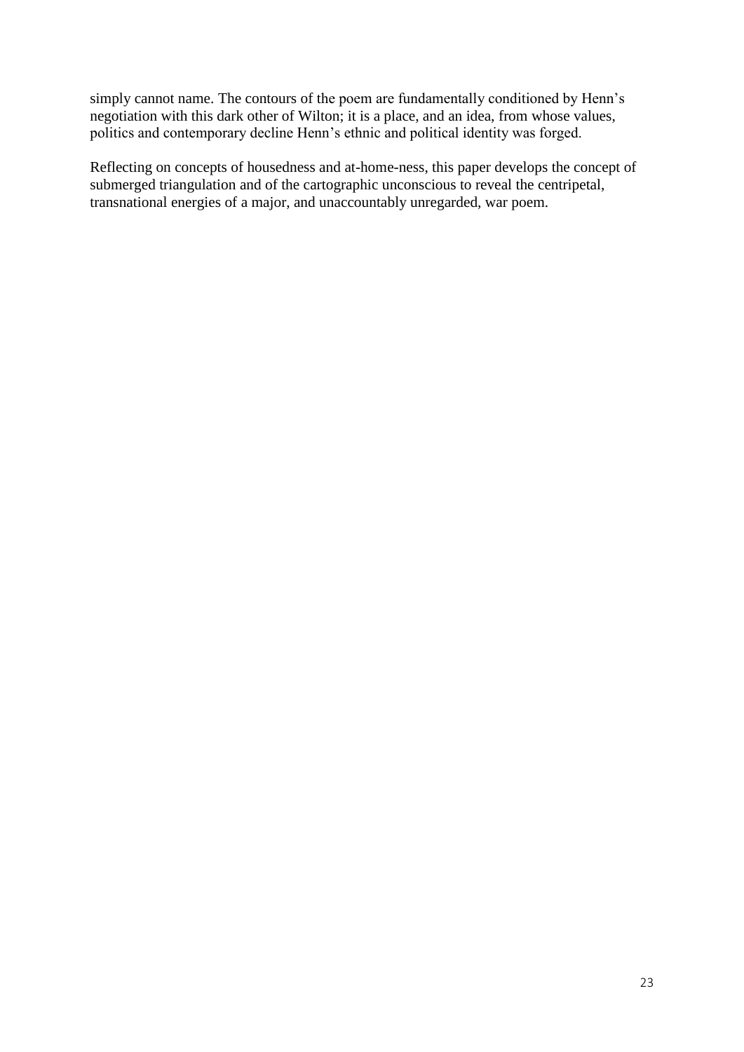simply cannot name. The contours of the poem are fundamentally conditioned by Henn's negotiation with this dark other of Wilton; it is a place, and an idea, from whose values, politics and contemporary decline Henn's ethnic and political identity was forged.

Reflecting on concepts of housedness and at-home-ness, this paper develops the concept of submerged triangulation and of the cartographic unconscious to reveal the centripetal, transnational energies of a major, and unaccountably unregarded, war poem.